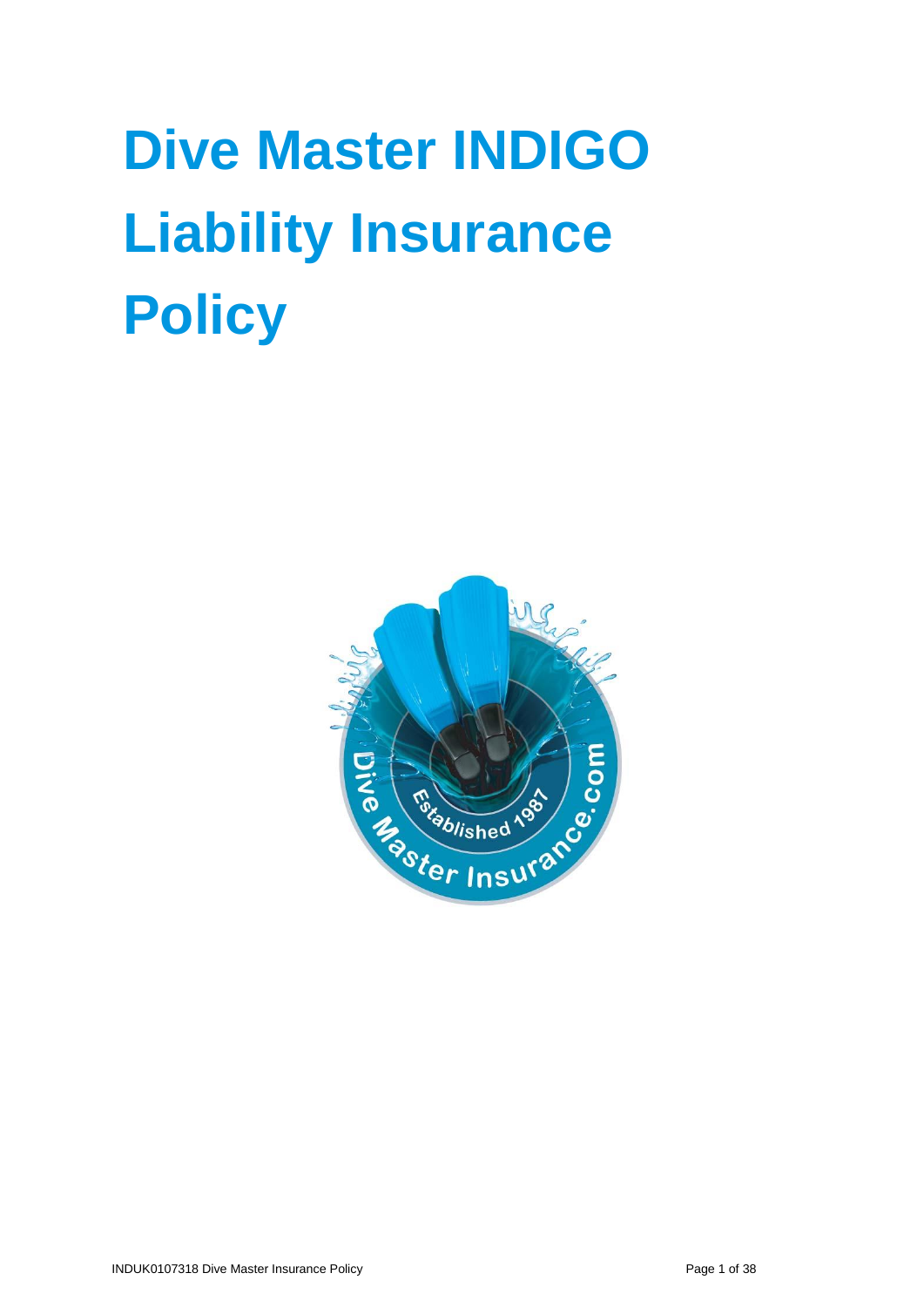# Dive Master INDIGO Liability Insurance Policy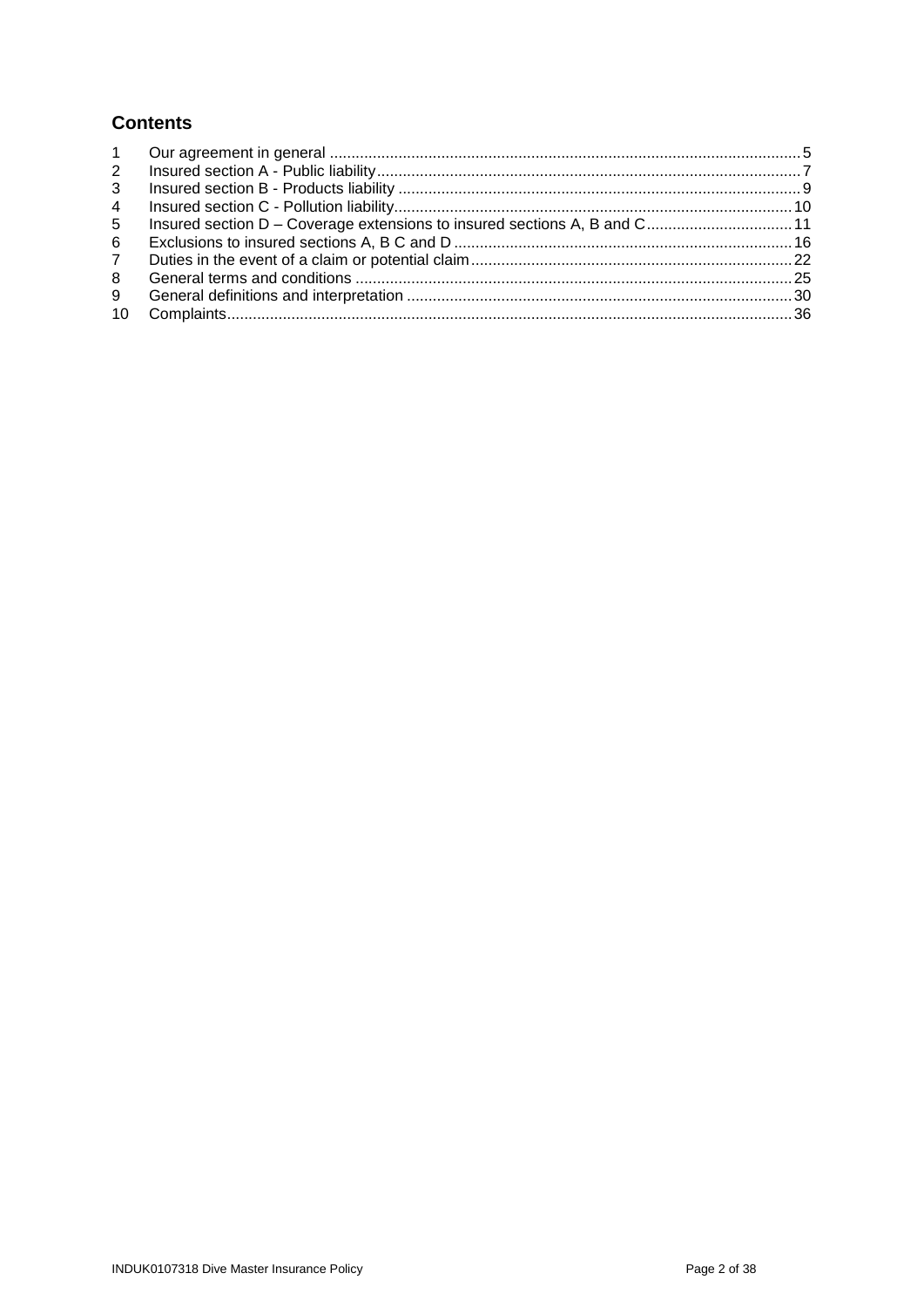## Contents

| | | |
|---|---|---|
| 1 | Our agreement in general | 5 |
| 2 | Insured section A - Public liability | 7 |
| 3 | Insured section B - Products liability | 9 |
| 4 | Insured section C - Pollution liability | 10 |
| 5 | Insured section D – Coverage extensions to insured sections A, B and C | 11 |
| 6 | Exclusions to insured sections A, B C and D | 16 |
| 7 | Duties in the event of a claim or potential claim | 22 |
| 8 | General terms and conditions | 25 |
| 9 | General definitions and interpretation | 30 |
| 10 | Complaints | 36 |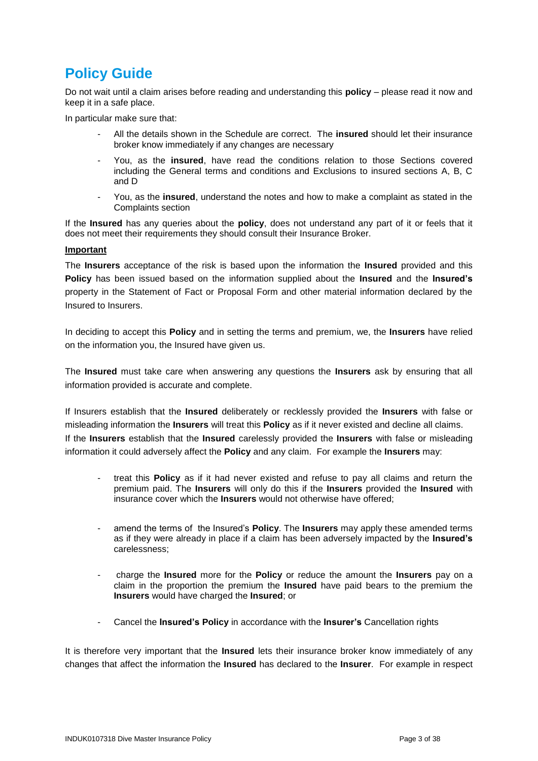# Policy Guide

Do not wait until a claim arises before reading and understanding this **policy** – please read it now and keep it in a safe place.

In particular make sure that:

- All the details shown in the Schedule are correct. The **insured** should let their insurance broker know immediately if any changes are necessary
- You, as the **insured**, have read the conditions relation to those Sections covered including the General terms and conditions and Exclusions to insured sections A, B, C and D
- You, as the **insured**, understand the notes and how to make a complaint as stated in the Complaints section

If the **Insured** has any queries about the **policy**, does not understand any part of it or feels that it does not meet their requirements they should consult their Insurance Broker.

**Important**

The **Insurers** acceptance of the risk is based upon the information the **Insured** provided and this **Policy** has been issued based on the information supplied about the **Insured** and the **Insured's** property in the Statement of Fact or Proposal Form and other material information declared by the Insured to Insurers.

In deciding to accept this **Policy** and in setting the terms and premium, we, the **Insurers** have relied on the information you, the Insured have given us.

The **Insured** must take care when answering any questions the **Insurers** ask by ensuring that all information provided is accurate and complete.

If Insurers establish that the **Insured** deliberately or recklessly provided the **Insurers** with false or misleading information the **Insurers** will treat this **Policy** as if it never existed and decline all claims.
If the **Insurers** establish that the **Insured** carelessly provided the **Insurers** with false or misleading information it could adversely affect the **Policy** and any claim. For example the **Insurers** may:

- treat this **Policy** as if it had never existed and refuse to pay all claims and return the premium paid. The **Insurers** will only do this if the **Insurers** provided the **Insured** with insurance cover which the **Insurers** would not otherwise have offered;
- amend the terms of the Insured's **Policy**. The **Insurers** may apply these amended terms as if they were already in place if a claim has been adversely impacted by the **Insured's** carelessness;
- charge the **Insured** more for the **Policy** or reduce the amount the **Insurers** pay on a claim in the proportion the premium the **Insured** have paid bears to the premium the **Insurers** would have charged the **Insured**; or
- Cancel the **Insured's Policy** in accordance with the **Insurer's** Cancellation rights

It is therefore very important that the **Insured** lets their insurance broker know immediately of any changes that affect the information the **Insured** has declared to the **Insurer**. For example in respect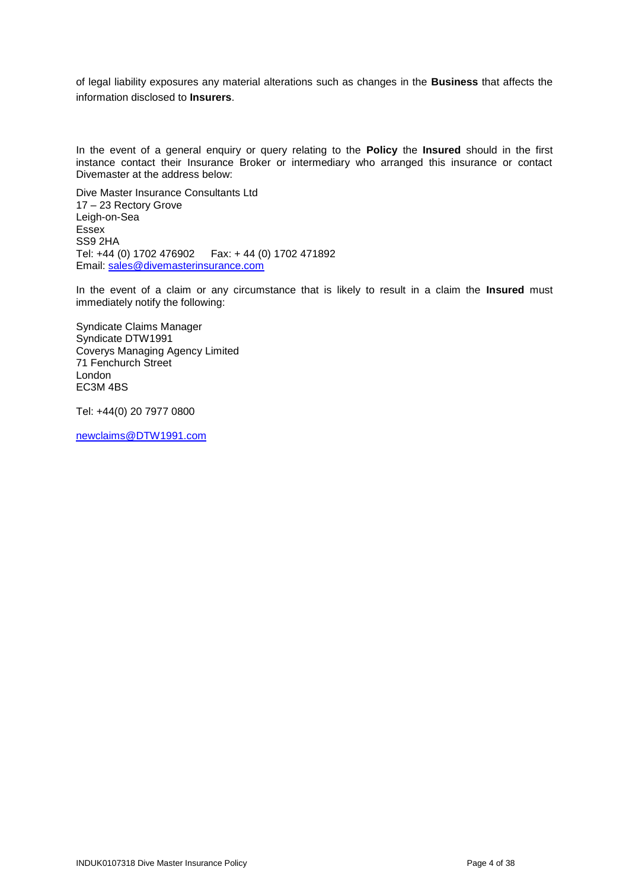of legal liability exposures any material alterations such as changes in the **Business** that affects the information disclosed to **Insurers**.

In the event of a general enquiry or query relating to the **Policy** the **Insured** should in the first instance contact their Insurance Broker or intermediary who arranged this insurance or contact Divemaster at the address below:

Dive Master Insurance Consultants Ltd
17 – 23 Rectory Grove
Leigh-on-Sea
Essex
SS9 2HA
Tel: +44 (0) 1702 476902  Fax: + 44 (0) 1702 471892
Email: sales@divemasterinsurance.com

In the event of a claim or any circumstance that is likely to result in a claim the **Insured** must immediately notify the following:

Syndicate Claims Manager
Syndicate DTW1991
Coverys Managing Agency Limited
71 Fenchurch Street
London
EC3M 4BS

Tel: +44(0) 20 7977 0800

newclaims@DTW1991.com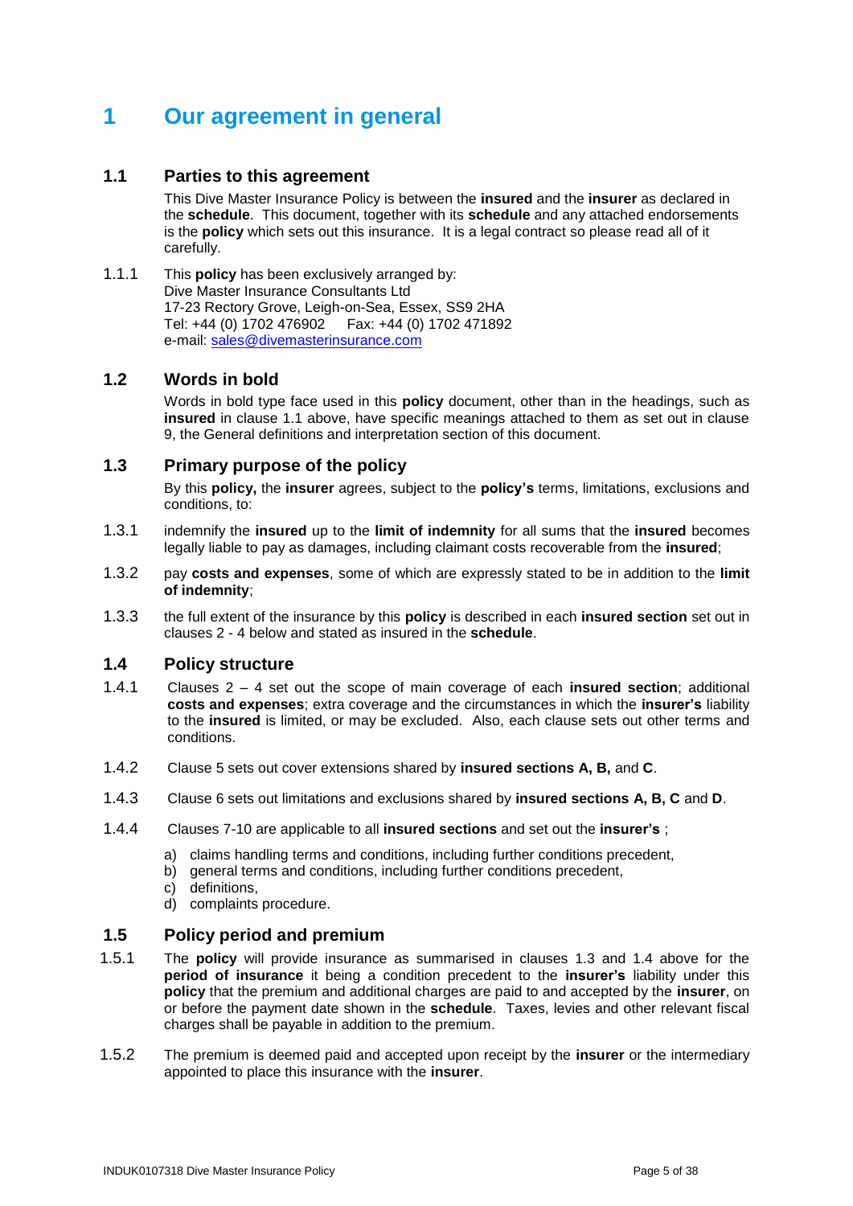# 1 Our agreement in general

## 1.1 Parties to this agreement

This Dive Master Insurance Policy is between the **insured** and the **insurer** as declared in the **schedule**. This document, together with its **schedule** and any attached endorsements is the **policy** which sets out this insurance. It is a legal contract so please read all of it carefully.

1.1.1 This **policy** has been exclusively arranged by:
Dive Master Insurance Consultants Ltd
17-23 Rectory Grove, Leigh-on-Sea, Essex, SS9 2HA
Tel: +44 (0) 1702 476902 Fax: +44 (0) 1702 471892
e-mail: sales@divemasterinsurance.com

## 1.2 Words in bold

Words in bold type face used in this **policy** document, other than in the headings, such as **insured** in clause 1.1 above, have specific meanings attached to them as set out in clause 9, the General definitions and interpretation section of this document.

## 1.3 Primary purpose of the policy

By this **policy,** the **insurer** agrees, subject to the **policy's** terms, limitations, exclusions and conditions, to:

1.3.1 indemnify the **insured** up to the **limit of indemnity** for all sums that the **insured** becomes legally liable to pay as damages, including claimant costs recoverable from the **insured**;

1.3.2 pay **costs and expenses**, some of which are expressly stated to be in addition to the **limit of indemnity**;

1.3.3 the full extent of the insurance by this **policy** is described in each **insured section** set out in clauses 2 - 4 below and stated as insured in the **schedule**.

## 1.4 Policy structure

1.4.1 Clauses 2 – 4 set out the scope of main coverage of each **insured section**; additional **costs and expenses**; extra coverage and the circumstances in which the **insurer's** liability to the **insured** is limited, or may be excluded. Also, each clause sets out other terms and conditions.

1.4.2 Clause 5 sets out cover extensions shared by **insured sections A, B,** and **C**.

1.4.3 Clause 6 sets out limitations and exclusions shared by **insured sections A, B, C** and **D**.

1.4.4 Clauses 7-10 are applicable to all **insured sections** and set out the **insurer's** ;

a) claims handling terms and conditions, including further conditions precedent,
b) general terms and conditions, including further conditions precedent,
c) definitions,
d) complaints procedure.

## 1.5 Policy period and premium

1.5.1 The **policy** will provide insurance as summarised in clauses 1.3 and 1.4 above for the **period of insurance** it being a condition precedent to the **insurer's** liability under this **policy** that the premium and additional charges are paid to and accepted by the **insurer**, on or before the payment date shown in the **schedule**. Taxes, levies and other relevant fiscal charges shall be payable in addition to the premium.

1.5.2 The premium is deemed paid and accepted upon receipt by the **insurer** or the intermediary appointed to place this insurance with the **insurer**.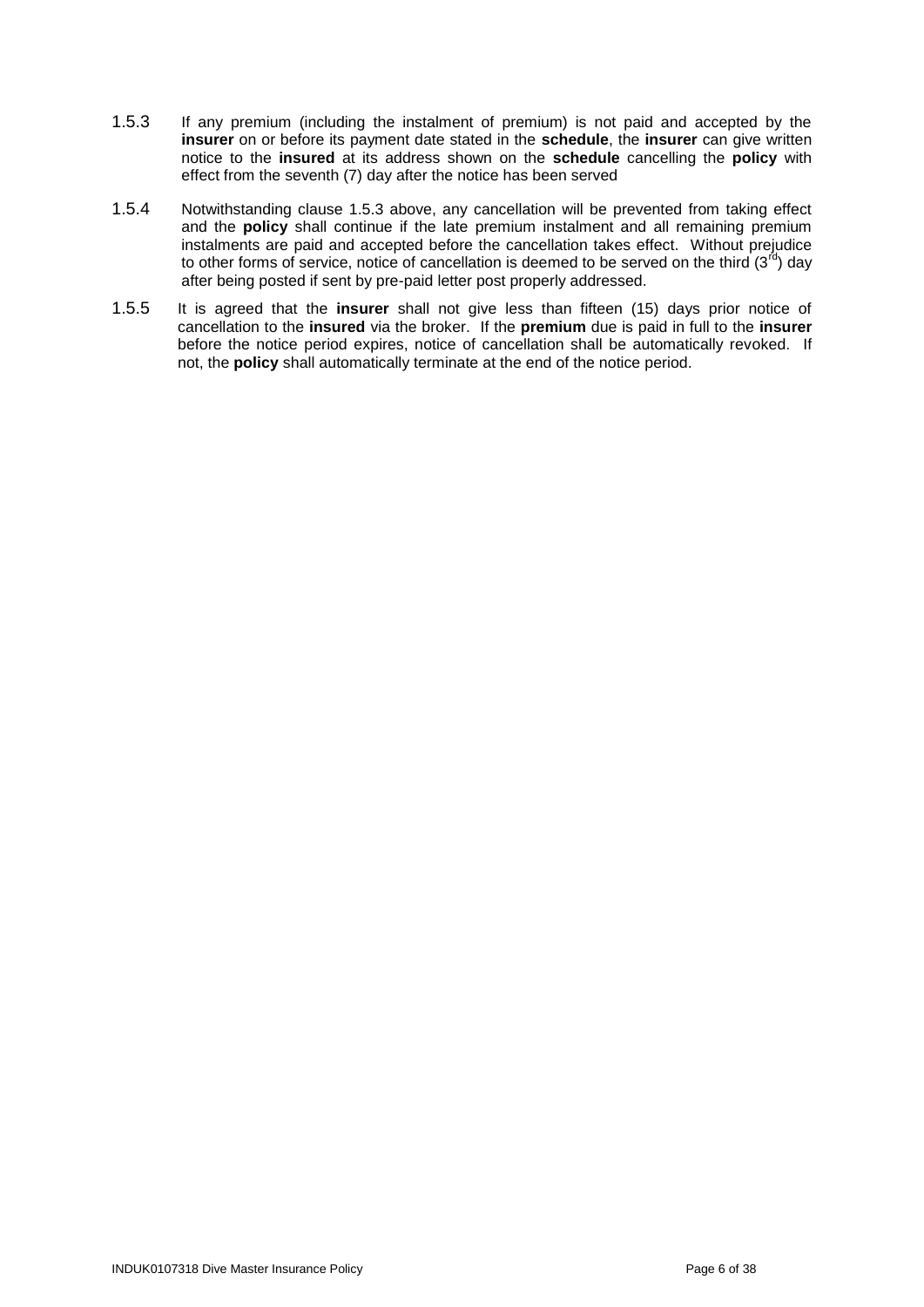1.5.3 If any premium (including the instalment of premium) is not paid and accepted by the **insurer** on or before its payment date stated in the **schedule**, the **insurer** can give written notice to the **insured** at its address shown on the **schedule** cancelling the **policy** with effect from the seventh (7) day after the notice has been served

1.5.4 Notwithstanding clause 1.5.3 above, any cancellation will be prevented from taking effect and the **policy** shall continue if the late premium instalment and all remaining premium instalments are paid and accepted before the cancellation takes effect. Without prejudice to other forms of service, notice of cancellation is deemed to be served on the third (3rd) day after being posted if sent by pre-paid letter post properly addressed.

1.5.5 It is agreed that the **insurer** shall not give less than fifteen (15) days prior notice of cancellation to the **insured** via the broker. If the **premium** due is paid in full to the **insurer** before the notice period expires, notice of cancellation shall be automatically revoked. If not, the **policy** shall automatically terminate at the end of the notice period.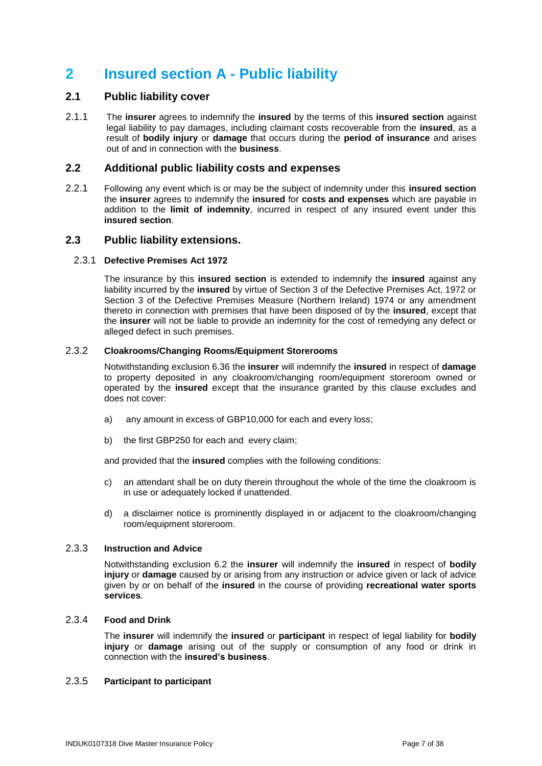# 2 Insured section A - Public liability

## 2.1 Public liability cover

2.1.1 The **insurer** agrees to indemnify the **insured** by the terms of this **insured section** against legal liability to pay damages, including claimant costs recoverable from the **insured**, as a result of **bodily injury** or **damage** that occurs during the **period of insurance** and arises out of and in connection with the **business**.

## 2.2 Additional public liability costs and expenses

2.2.1 Following any event which is or may be the subject of indemnity under this **insured section** the **insurer** agrees to indemnify the **insured** for **costs and expenses** which are payable in addition to the **limit of indemnity**, incurred in respect of any insured event under this **insured section**.

## 2.3 Public liability extensions.

### 2.3.1 Defective Premises Act 1972

The insurance by this **insured section** is extended to indemnify the **insured** against any liability incurred by the **insured** by virtue of Section 3 of the Defective Premises Act, 1972 or Section 3 of the Defective Premises Measure (Northern Ireland) 1974 or any amendment thereto in connection with premises that have been disposed of by the **insured**, except that the **insurer** will not be liable to provide an indemnity for the cost of remedying any defect or alleged defect in such premises.

### 2.3.2 Cloakrooms/Changing Rooms/Equipment Storerooms

Notwithstanding exclusion 6.36 the **insurer** will indemnify the **insured** in respect of **damage** to property deposited in any cloakroom/changing room/equipment storeroom owned or operated by the **insured** except that the insurance granted by this clause excludes and does not cover:

a) any amount in excess of GBP10,000 for each and every loss;

b) the first GBP250 for each and every claim;

and provided that the **insured** complies with the following conditions:

c) an attendant shall be on duty therein throughout the whole of the time the cloakroom is in use or adequately locked if unattended.

d) a disclaimer notice is prominently displayed in or adjacent to the cloakroom/changing room/equipment storeroom.

### 2.3.3 Instruction and Advice

Notwithstanding exclusion 6.2 the **insurer** will indemnify the **insured** in respect of **bodily injury** or **damage** caused by or arising from any instruction or advice given or lack of advice given by or on behalf of the **insured** in the course of providing **recreational water sports services**.

### 2.3.4 Food and Drink

The **insurer** will indemnify the **insured** or **participant** in respect of legal liability for **bodily injury** or **damage** arising out of the supply or consumption of any food or drink in connection with the **insured's business**.

### 2.3.5 Participant to participant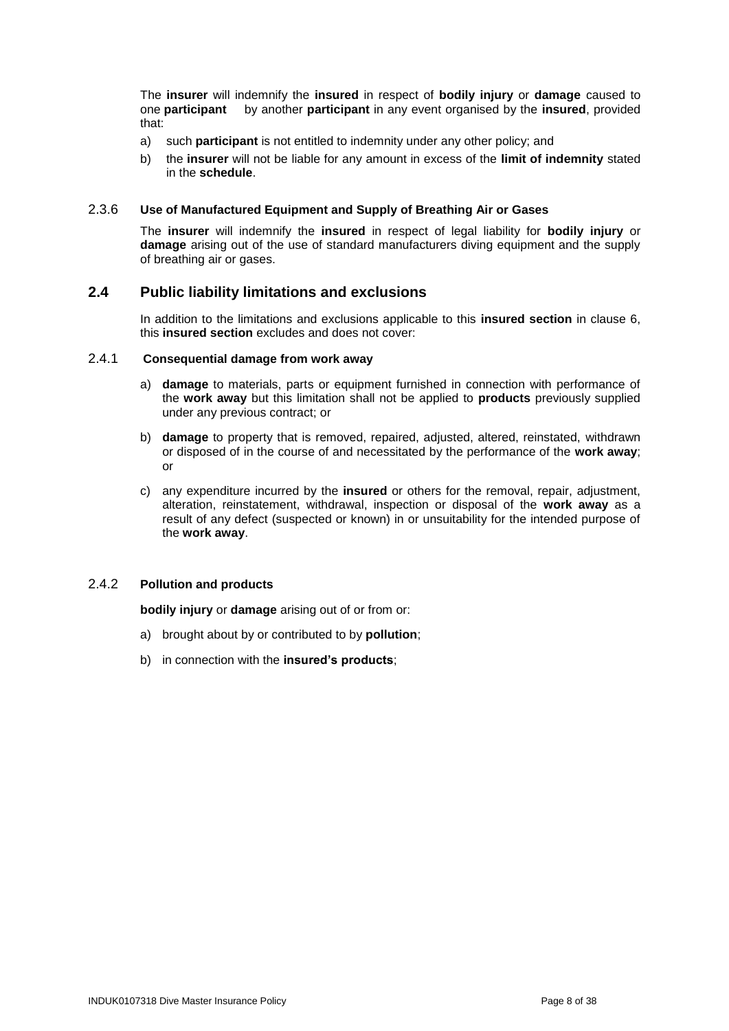The **insurer** will indemnify the **insured** in respect of **bodily injury** or **damage** caused to one **participant** by another **participant** in any event organised by the **insured**, provided that:

a) such **participant** is not entitled to indemnity under any other policy; and

b) the **insurer** will not be liable for any amount in excess of the **limit of indemnity** stated in the **schedule**.

### 2.3.6 Use of Manufactured Equipment and Supply of Breathing Air or Gases

The **insurer** will indemnify the **insured** in respect of legal liability for **bodily injury** or **damage** arising out of the use of standard manufacturers diving equipment and the supply of breathing air or gases.

## 2.4 Public liability limitations and exclusions

In addition to the limitations and exclusions applicable to this **insured section** in clause 6, this **insured section** excludes and does not cover:

### 2.4.1 Consequential damage from work away

a) **damage** to materials, parts or equipment furnished in connection with performance of the **work away** but this limitation shall not be applied to **products** previously supplied under any previous contract; or

b) **damage** to property that is removed, repaired, adjusted, altered, reinstated, withdrawn or disposed of in the course of and necessitated by the performance of the **work away**; or

c) any expenditure incurred by the **insured** or others for the removal, repair, adjustment, alteration, reinstatement, withdrawal, inspection or disposal of the **work away** as a result of any defect (suspected or known) in or unsuitability for the intended purpose of the **work away**.

### 2.4.2 Pollution and products

**bodily injury** or **damage** arising out of or from or:

a) brought about by or contributed to by **pollution**;

b) in connection with the **insured's products**;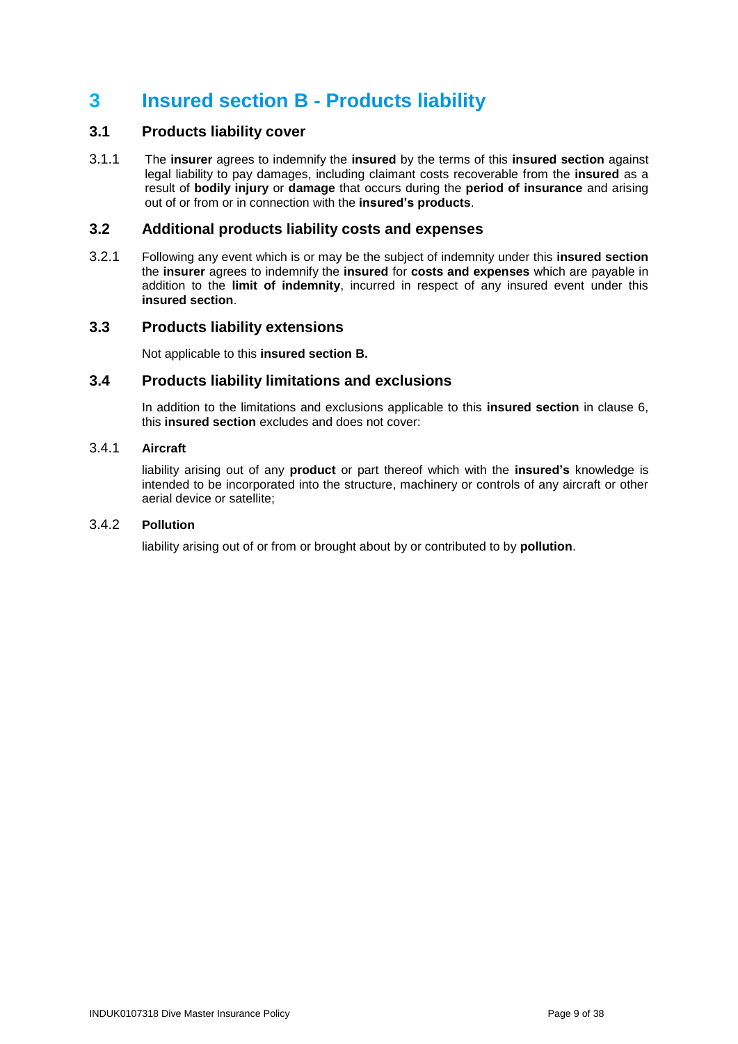# 3 Insured section B - Products liability

## 3.1 Products liability cover

3.1.1 The **insurer** agrees to indemnify the **insured** by the terms of this **insured section** against legal liability to pay damages, including claimant costs recoverable from the **insured** as a result of **bodily injury** or **damage** that occurs during the **period of insurance** and arising out of or from or in connection with the **insured's products**.

## 3.2 Additional products liability costs and expenses

3.2.1 Following any event which is or may be the subject of indemnity under this **insured section** the **insurer** agrees to indemnify the **insured** for **costs and expenses** which are payable in addition to the **limit of indemnity**, incurred in respect of any insured event under this **insured section**.

## 3.3 Products liability extensions

Not applicable to this **insured section B.**

## 3.4 Products liability limitations and exclusions

In addition to the limitations and exclusions applicable to this **insured section** in clause 6, this **insured section** excludes and does not cover:

3.4.1 **Aircraft**

liability arising out of any **product** or part thereof which with the **insured's** knowledge is intended to be incorporated into the structure, machinery or controls of any aircraft or other aerial device or satellite;

3.4.2 **Pollution**

liability arising out of or from or brought about by or contributed to by **pollution**.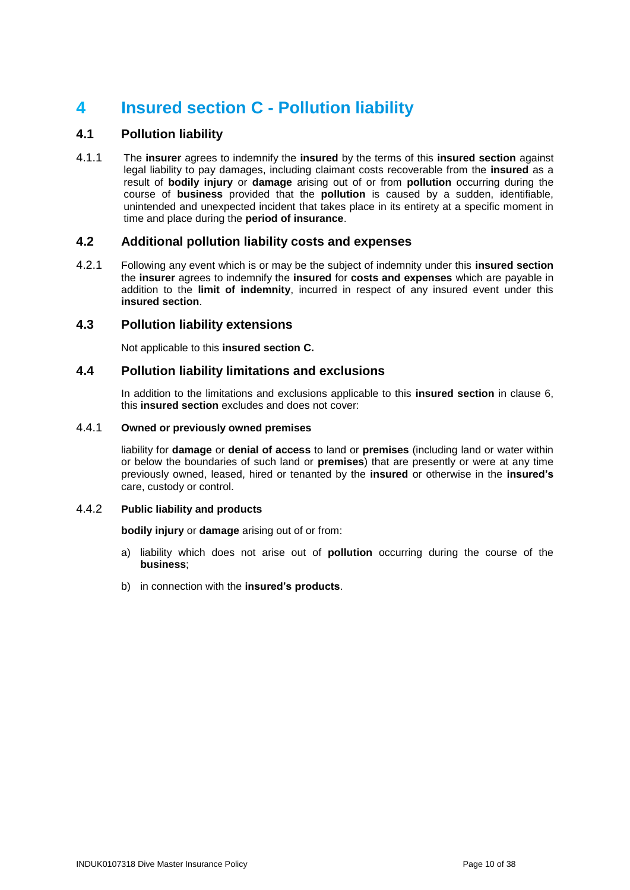# 4 Insured section C - Pollution liability

## 4.1 Pollution liability

4.1.1 The **insurer** agrees to indemnify the **insured** by the terms of this **insured section** against legal liability to pay damages, including claimant costs recoverable from the **insured** as a result of **bodily injury** or **damage** arising out of or from **pollution** occurring during the course of **business** provided that the **pollution** is caused by a sudden, identifiable, unintended and unexpected incident that takes place in its entirety at a specific moment in time and place during the **period of insurance**.

## 4.2 Additional pollution liability costs and expenses

4.2.1 Following any event which is or may be the subject of indemnity under this **insured section** the **insurer** agrees to indemnify the **insured** for **costs and expenses** which are payable in addition to the **limit of indemnity**, incurred in respect of any insured event under this **insured section**.

## 4.3 Pollution liability extensions

Not applicable to this **insured section C.**

## 4.4 Pollution liability limitations and exclusions

In addition to the limitations and exclusions applicable to this **insured section** in clause 6, this **insured section** excludes and does not cover:

### 4.4.1 Owned or previously owned premises

liability for **damage** or **denial of access** to land or **premises** (including land or water within or below the boundaries of such land or **premises**) that are presently or were at any time previously owned, leased, hired or tenanted by the **insured** or otherwise in the **insured's** care, custody or control.

### 4.4.2 Public liability and products

**bodily injury** or **damage** arising out of or from:

a) liability which does not arise out of **pollution** occurring during the course of the **business**;

b) in connection with the **insured's products**.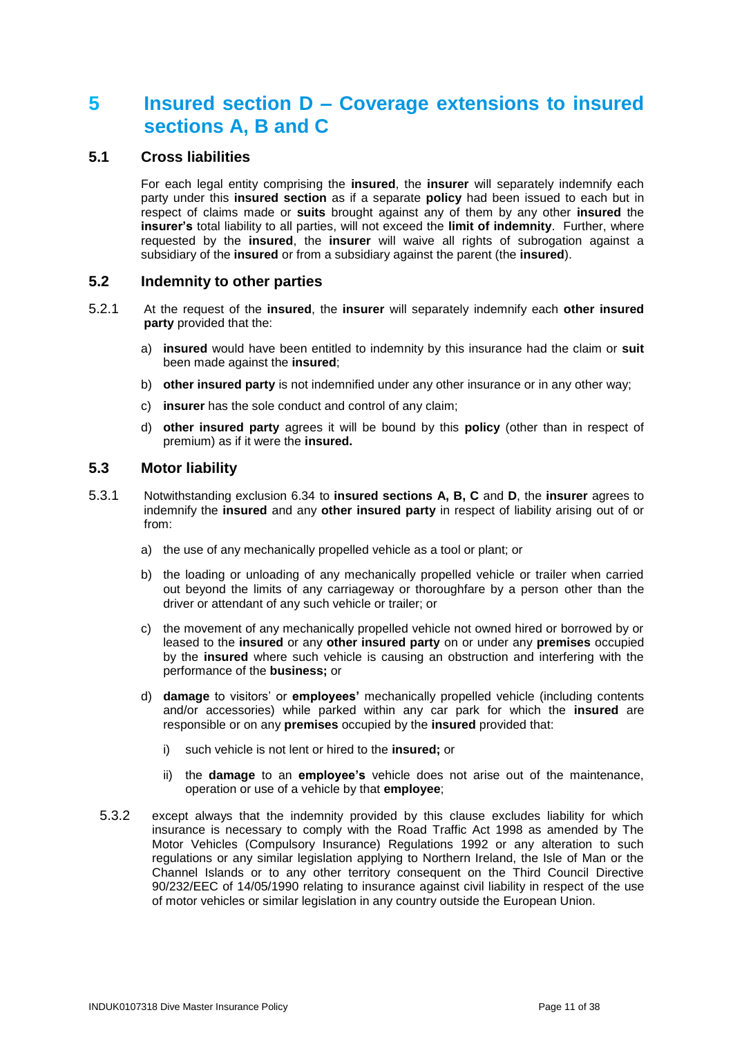# 5 Insured section D – Coverage extensions to insured sections A, B and C

## 5.1 Cross liabilities

For each legal entity comprising the **insured**, the **insurer** will separately indemnify each party under this **insured section** as if a separate **policy** had been issued to each but in respect of claims made or **suits** brought against any of them by any other **insured** the **insurer's** total liability to all parties, will not exceed the **limit of indemnity**. Further, where requested by the **insured**, the **insurer** will waive all rights of subrogation against a subsidiary of the **insured** or from a subsidiary against the parent (the **insured**).

## 5.2 Indemnity to other parties

5.2.1 At the request of the **insured**, the **insurer** will separately indemnify each **other insured party** provided that the:

a) **insured** would have been entitled to indemnity by this insurance had the claim or **suit** been made against the **insured**;

b) **other insured party** is not indemnified under any other insurance or in any other way;

c) **insurer** has the sole conduct and control of any claim;

d) **other insured party** agrees it will be bound by this **policy** (other than in respect of premium) as if it were the **insured.**

## 5.3 Motor liability

5.3.1 Notwithstanding exclusion 6.34 to **insured sections A, B, C** and **D**, the **insurer** agrees to indemnify the **insured** and any **other insured party** in respect of liability arising out of or from:

a) the use of any mechanically propelled vehicle as a tool or plant; or

b) the loading or unloading of any mechanically propelled vehicle or trailer when carried out beyond the limits of any carriageway or thoroughfare by a person other than the driver or attendant of any such vehicle or trailer; or

c) the movement of any mechanically propelled vehicle not owned hired or borrowed by or leased to the **insured** or any **other insured party** on or under any **premises** occupied by the **insured** where such vehicle is causing an obstruction and interfering with the performance of the **business;** or

d) **damage** to visitors' or **employees'** mechanically propelled vehicle (including contents and/or accessories) while parked within any car park for which the **insured** are responsible or on any **premises** occupied by the **insured** provided that:

   i) such vehicle is not lent or hired to the **insured;** or

   ii) the **damage** to an **employee's** vehicle does not arise out of the maintenance, operation or use of a vehicle by that **employee**;

5.3.2 except always that the indemnity provided by this clause excludes liability for which insurance is necessary to comply with the Road Traffic Act 1998 as amended by The Motor Vehicles (Compulsory Insurance) Regulations 1992 or any alteration to such regulations or any similar legislation applying to Northern Ireland, the Isle of Man or the Channel Islands or to any other territory consequent on the Third Council Directive 90/232/EEC of 14/05/1990 relating to insurance against civil liability in respect of the use of motor vehicles or similar legislation in any country outside the European Union.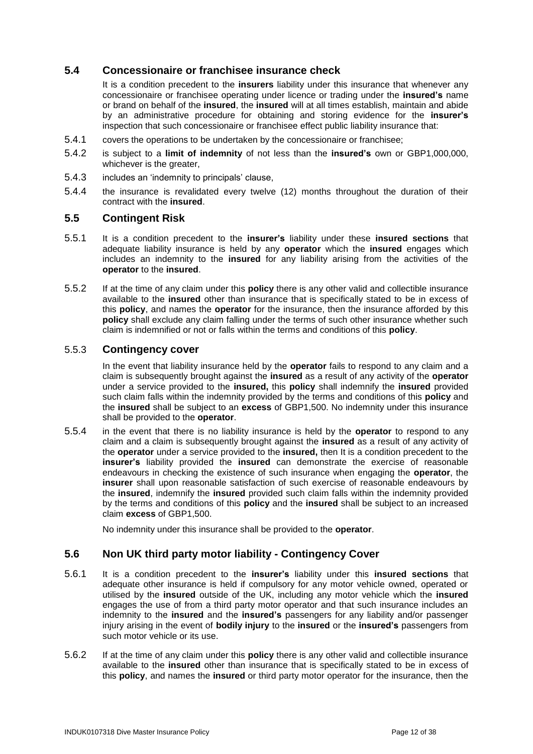## 5.4 Concessionaire or franchisee insurance check

It is a condition precedent to the **insurers** liability under this insurance that whenever any concessionaire or franchisee operating under licence or trading under the **insured's** name or brand on behalf of the **insured**, the **insured** will at all times establish, maintain and abide by an administrative procedure for obtaining and storing evidence for the **insurer's** inspection that such concessionaire or franchisee effect public liability insurance that:

5.4.1 covers the operations to be undertaken by the concessionaire or franchisee;

5.4.2 is subject to a **limit of indemnity** of not less than the **insured's** own or GBP1,000,000, whichever is the greater,

5.4.3 includes an 'indemnity to principals' clause,

5.4.4 the insurance is revalidated every twelve (12) months throughout the duration of their contract with the **insured**.

## 5.5 Contingent Risk

5.5.1 It is a condition precedent to the **insurer's** liability under these **insured sections** that adequate liability insurance is held by any **operator** which the **insured** engages which includes an indemnity to the **insured** for any liability arising from the activities of the **operator** to the **insured**.

5.5.2 If at the time of any claim under this **policy** there is any other valid and collectible insurance available to the **insured** other than insurance that is specifically stated to be in excess of this **policy**, and names the **operator** for the insurance, then the insurance afforded by this **policy** shall exclude any claim falling under the terms of such other insurance whether such claim is indemnified or not or falls within the terms and conditions of this **policy**.

### 5.5.3 Contingency cover

In the event that liability insurance held by the **operator** fails to respond to any claim and a claim is subsequently brought against the **insured** as a result of any activity of the **operator** under a service provided to the **insured,** this **policy** shall indemnify the **insured** provided such claim falls within the indemnity provided by the terms and conditions of this **policy** and the **insured** shall be subject to an **excess** of GBP1,500. No indemnity under this insurance shall be provided to the **operator**.

5.5.4 in the event that there is no liability insurance is held by the **operator** to respond to any claim and a claim is subsequently brought against the **insured** as a result of any activity of the **operator** under a service provided to the **insured,** then It is a condition precedent to the **insurer's** liability provided the **insured** can demonstrate the exercise of reasonable endeavours in checking the existence of such insurance when engaging the **operator**, the **insurer** shall upon reasonable satisfaction of such exercise of reasonable endeavours by the **insured**, indemnify the **insured** provided such claim falls within the indemnity provided by the terms and conditions of this **policy** and the **insured** shall be subject to an increased claim **excess** of GBP1,500.

No indemnity under this insurance shall be provided to the **operator**.

## 5.6 Non UK third party motor liability - Contingency Cover

5.6.1 It is a condition precedent to the **insurer's** liability under this **insured sections** that adequate other insurance is held if compulsory for any motor vehicle owned, operated or utilised by the **insured** outside of the UK, including any motor vehicle which the **insured** engages the use of from a third party motor operator and that such insurance includes an indemnity to the **insured** and the **insured's** passengers for any liability and/or passenger injury arising in the event of **bodily injury** to the **insured** or the **insured's** passengers from such motor vehicle or its use.

5.6.2 If at the time of any claim under this **policy** there is any other valid and collectible insurance available to the **insured** other than insurance that is specifically stated to be in excess of this **policy**, and names the **insured** or third party motor operator for the insurance, then the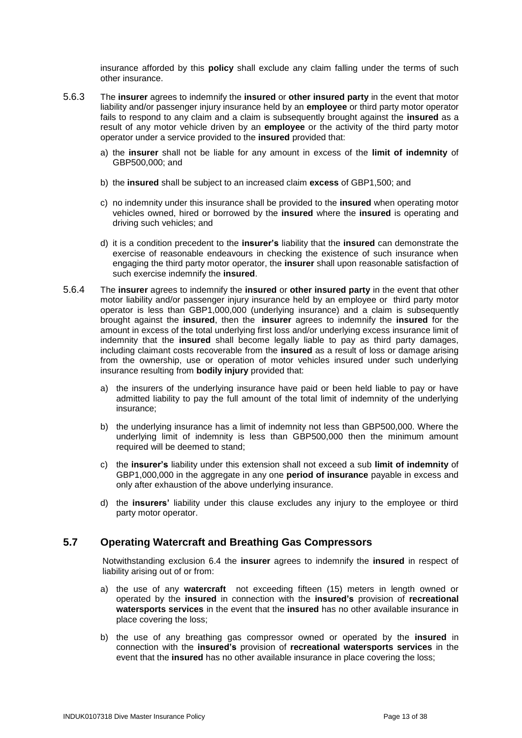insurance afforded by this **policy** shall exclude any claim falling under the terms of such other insurance.

5.6.3 The **insurer** agrees to indemnify the **insured** or **other insured party** in the event that motor liability and/or passenger injury insurance held by an **employee** or third party motor operator fails to respond to any claim and a claim is subsequently brought against the **insured** as a result of any motor vehicle driven by an **employee** or the activity of the third party motor operator under a service provided to the **insured** provided that:

a) the **insurer** shall not be liable for any amount in excess of the **limit of indemnity** of GBP500,000; and

b) the **insured** shall be subject to an increased claim **excess** of GBP1,500; and

c) no indemnity under this insurance shall be provided to the **insured** when operating motor vehicles owned, hired or borrowed by the **insured** where the **insured** is operating and driving such vehicles; and

d) it is a condition precedent to the **insurer's** liability that the **insured** can demonstrate the exercise of reasonable endeavours in checking the existence of such insurance when engaging the third party motor operator, the **insurer** shall upon reasonable satisfaction of such exercise indemnify the **insured**.

5.6.4 The **insurer** agrees to indemnify the **insured** or **other insured party** in the event that other motor liability and/or passenger injury insurance held by an employee or third party motor operator is less than GBP1,000,000 (underlying insurance) and a claim is subsequently brought against the **insured**, then the **insurer** agrees to indemnify the **insured** for the amount in excess of the total underlying first loss and/or underlying excess insurance limit of indemnity that the **insured** shall become legally liable to pay as third party damages, including claimant costs recoverable from the **insured** as a result of loss or damage arising from the ownership, use or operation of motor vehicles insured under such underlying insurance resulting from **bodily injury** provided that:

a) the insurers of the underlying insurance have paid or been held liable to pay or have admitted liability to pay the full amount of the total limit of indemnity of the underlying insurance;

b) the underlying insurance has a limit of indemnity not less than GBP500,000. Where the underlying limit of indemnity is less than GBP500,000 then the minimum amount required will be deemed to stand;

c) the **insurer's** liability under this extension shall not exceed a sub **limit of indemnity** of GBP1,000,000 in the aggregate in any one **period of insurance** payable in excess and only after exhaustion of the above underlying insurance.

d) the **insurers'** liability under this clause excludes any injury to the employee or third party motor operator.

## 5.7 Operating Watercraft and Breathing Gas Compressors

Notwithstanding exclusion 6.4 the **insurer** agrees to indemnify the **insured** in respect of liability arising out of or from:

a) the use of any **watercraft** not exceeding fifteen (15) meters in length owned or operated by the **insured** in connection with the **insured's** provision of **recreational watersports services** in the event that the **insured** has no other available insurance in place covering the loss;

b) the use of any breathing gas compressor owned or operated by the **insured** in connection with the **insured's** provision of **recreational watersports services** in the event that the **insured** has no other available insurance in place covering the loss;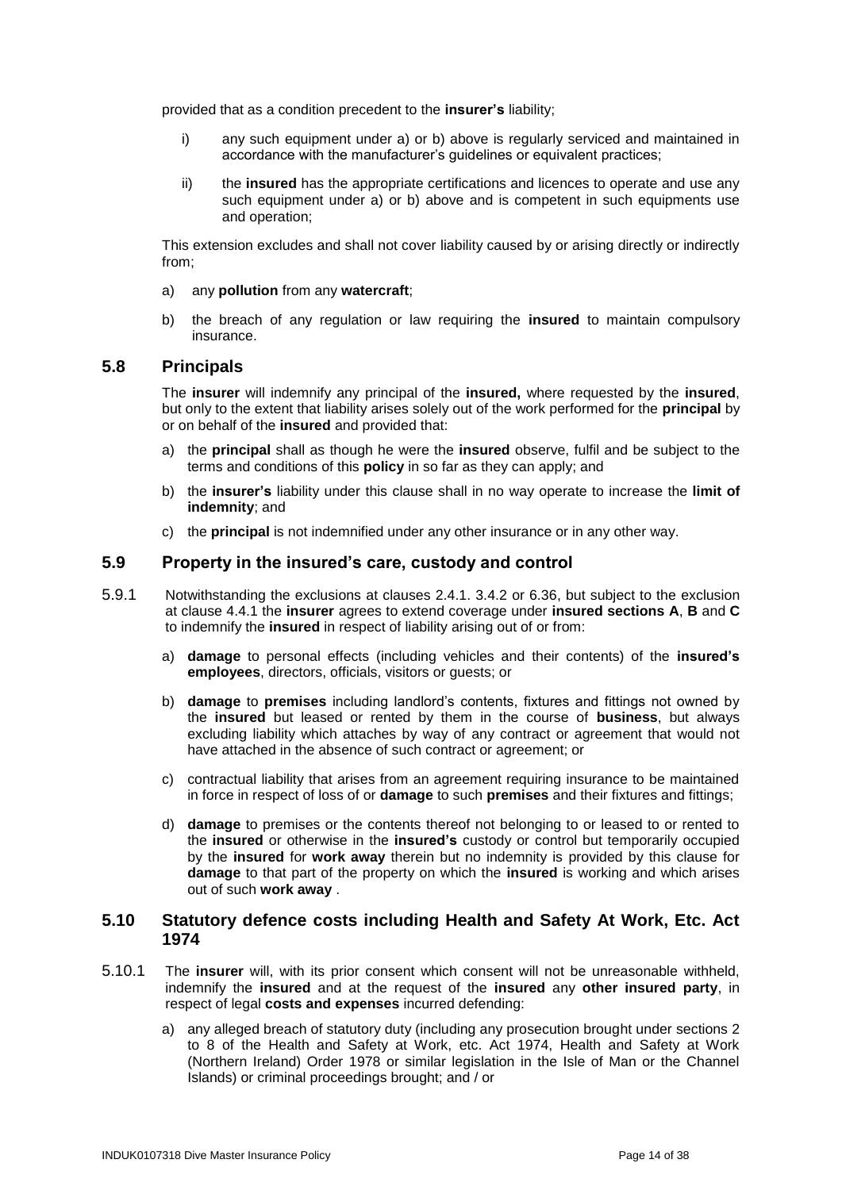provided that as a condition precedent to the **insurer's** liability;

i) any such equipment under a) or b) above is regularly serviced and maintained in accordance with the manufacturer's guidelines or equivalent practices;

ii) the **insured** has the appropriate certifications and licences to operate and use any such equipment under a) or b) above and is competent in such equipments use and operation;

This extension excludes and shall not cover liability caused by or arising directly or indirectly from;

a) any **pollution** from any **watercraft**;

b) the breach of any regulation or law requiring the **insured** to maintain compulsory insurance.

## 5.8 Principals

The **insurer** will indemnify any principal of the **insured,** where requested by the **insured**, but only to the extent that liability arises solely out of the work performed for the **principal** by or on behalf of the **insured** and provided that:

a) the **principal** shall as though he were the **insured** observe, fulfil and be subject to the terms and conditions of this **policy** in so far as they can apply; and

b) the **insurer's** liability under this clause shall in no way operate to increase the **limit of indemnity**; and

c) the **principal** is not indemnified under any other insurance or in any other way.

## 5.9 Property in the insured's care, custody and control

5.9.1 Notwithstanding the exclusions at clauses 2.4.1. 3.4.2 or 6.36, but subject to the exclusion at clause 4.4.1 the **insurer** agrees to extend coverage under **insured sections A**, **B** and **C** to indemnify the **insured** in respect of liability arising out of or from:

a) **damage** to personal effects (including vehicles and their contents) of the **insured's employees**, directors, officials, visitors or guests; or

b) **damage** to **premises** including landlord's contents, fixtures and fittings not owned by the **insured** but leased or rented by them in the course of **business**, but always excluding liability which attaches by way of any contract or agreement that would not have attached in the absence of such contract or agreement; or

c) contractual liability that arises from an agreement requiring insurance to be maintained in force in respect of loss of or **damage** to such **premises** and their fixtures and fittings;

d) **damage** to premises or the contents thereof not belonging to or leased to or rented to the **insured** or otherwise in the **insured's** custody or control but temporarily occupied by the **insured** for **work away** therein but no indemnity is provided by this clause for **damage** to that part of the property on which the **insured** is working and which arises out of such **work away** .

## 5.10 Statutory defence costs including Health and Safety At Work, Etc. Act 1974

5.10.1 The **insurer** will, with its prior consent which consent will not be unreasonable withheld, indemnify the **insured** and at the request of the **insured** any **other insured party**, in respect of legal **costs and expenses** incurred defending:

a) any alleged breach of statutory duty (including any prosecution brought under sections 2 to 8 of the Health and Safety at Work, etc. Act 1974, Health and Safety at Work (Northern Ireland) Order 1978 or similar legislation in the Isle of Man or the Channel Islands) or criminal proceedings brought; and / or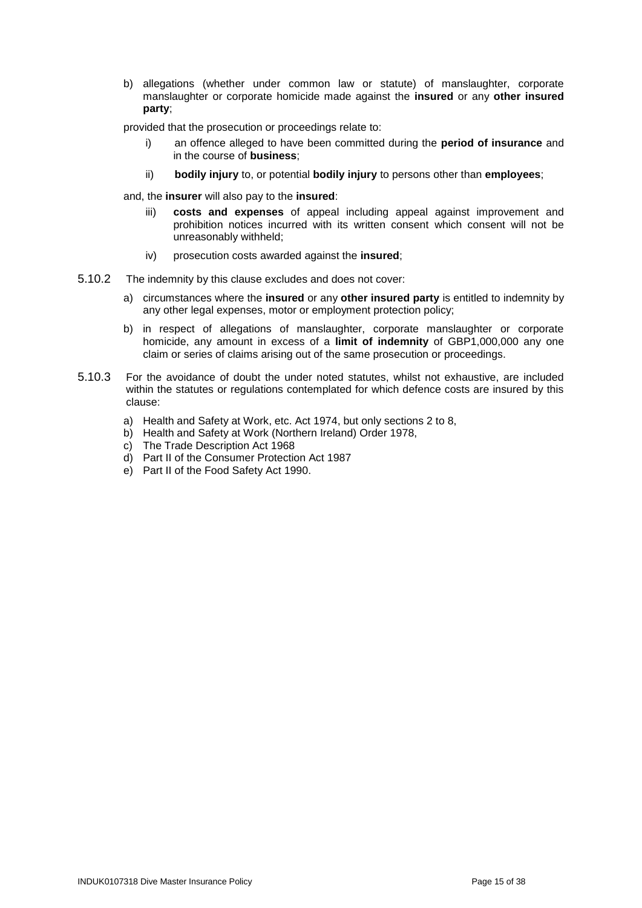b) allegations (whether under common law or statute) of manslaughter, corporate manslaughter or corporate homicide made against the **insured** or any **other insured party**;

provided that the prosecution or proceedings relate to:

i) an offence alleged to have been committed during the **period of insurance** and in the course of **business**;

ii) **bodily injury** to, or potential **bodily injury** to persons other than **employees**;

and, the **insurer** will also pay to the **insured**:

iii) **costs and expenses** of appeal including appeal against improvement and prohibition notices incurred with its written consent which consent will not be unreasonably withheld;

iv) prosecution costs awarded against the **insured**;

5.10.2 The indemnity by this clause excludes and does not cover:

a) circumstances where the **insured** or any **other insured party** is entitled to indemnity by any other legal expenses, motor or employment protection policy;

b) in respect of allegations of manslaughter, corporate manslaughter or corporate homicide, any amount in excess of a **limit of indemnity** of GBP1,000,000 any one claim or series of claims arising out of the same prosecution or proceedings.

5.10.3 For the avoidance of doubt the under noted statutes, whilst not exhaustive, are included within the statutes or regulations contemplated for which defence costs are insured by this clause:

a) Health and Safety at Work, etc. Act 1974, but only sections 2 to 8,
b) Health and Safety at Work (Northern Ireland) Order 1978,
c) The Trade Description Act 1968
d) Part II of the Consumer Protection Act 1987
e) Part II of the Food Safety Act 1990.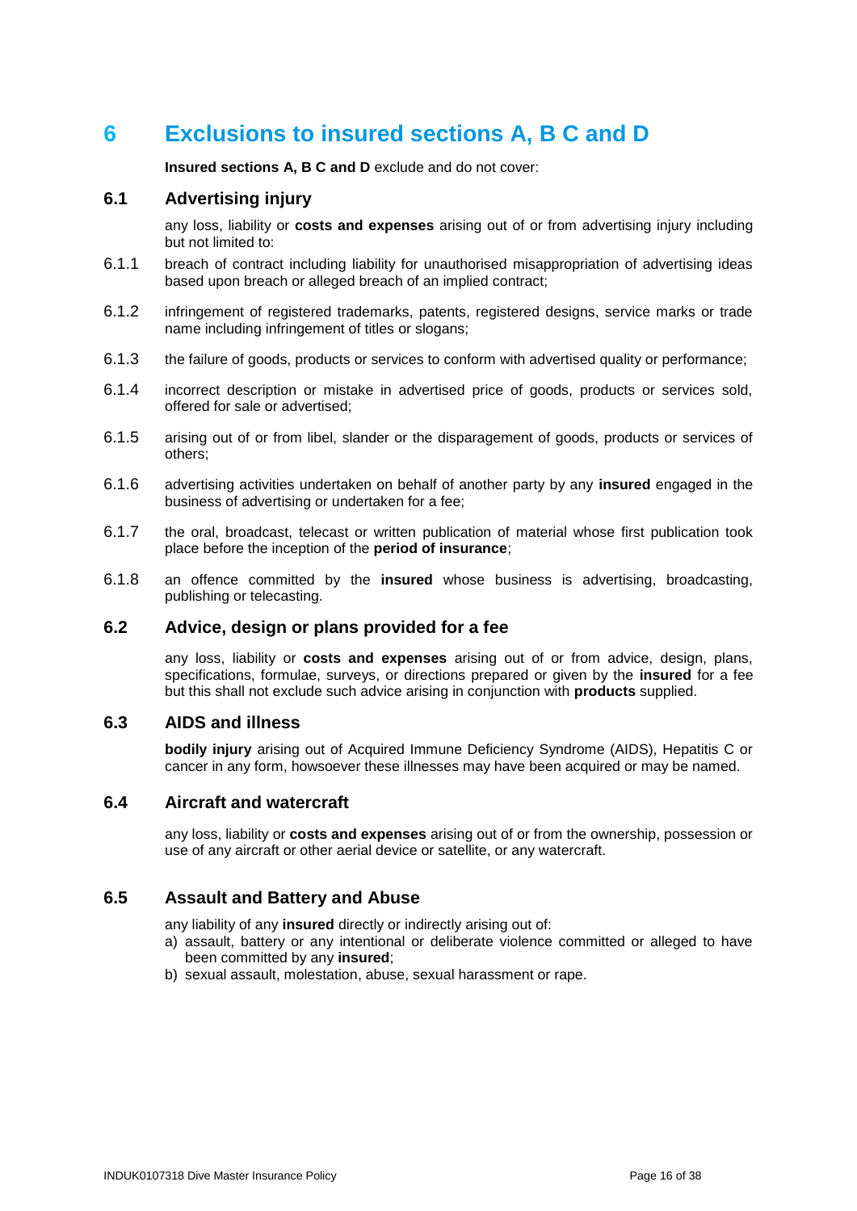# 6 Exclusions to insured sections A, B C and D

**Insured sections A, B C and D** exclude and do not cover:

## 6.1 Advertising injury

any loss, liability or **costs and expenses** arising out of or from advertising injury including but not limited to:

6.1.1 breach of contract including liability for unauthorised misappropriation of advertising ideas based upon breach or alleged breach of an implied contract;

6.1.2 infringement of registered trademarks, patents, registered designs, service marks or trade name including infringement of titles or slogans;

6.1.3 the failure of goods, products or services to conform with advertised quality or performance;

6.1.4 incorrect description or mistake in advertised price of goods, products or services sold, offered for sale or advertised;

6.1.5 arising out of or from libel, slander or the disparagement of goods, products or services of others;

6.1.6 advertising activities undertaken on behalf of another party by any **insured** engaged in the business of advertising or undertaken for a fee;

6.1.7 the oral, broadcast, telecast or written publication of material whose first publication took place before the inception of the **period of insurance**;

6.1.8 an offence committed by the **insured** whose business is advertising, broadcasting, publishing or telecasting.

## 6.2 Advice, design or plans provided for a fee

any loss, liability or **costs and expenses** arising out of or from advice, design, plans, specifications, formulae, surveys, or directions prepared or given by the **insured** for a fee but this shall not exclude such advice arising in conjunction with **products** supplied.

## 6.3 AIDS and illness

**bodily injury** arising out of Acquired Immune Deficiency Syndrome (AIDS), Hepatitis C or cancer in any form, howsoever these illnesses may have been acquired or may be named.

## 6.4 Aircraft and watercraft

any loss, liability or **costs and expenses** arising out of or from the ownership, possession or use of any aircraft or other aerial device or satellite, or any watercraft.

## 6.5 Assault and Battery and Abuse

any liability of any **insured** directly or indirectly arising out of:

a) assault, battery or any intentional or deliberate violence committed or alleged to have been committed by any **insured**;
b) sexual assault, molestation, abuse, sexual harassment or rape.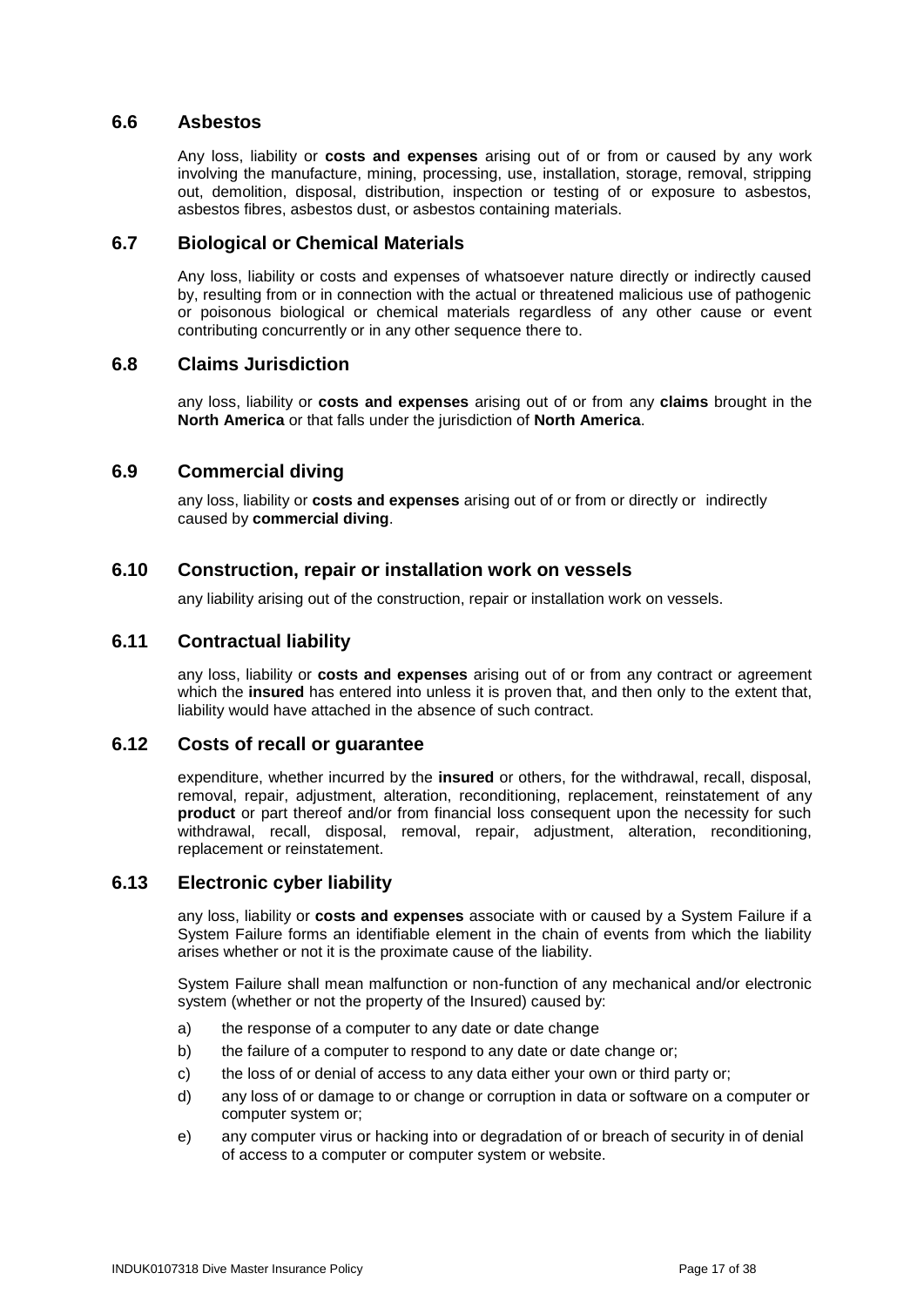## 6.6 Asbestos

Any loss, liability or **costs and expenses** arising out of or from or caused by any work involving the manufacture, mining, processing, use, installation, storage, removal, stripping out, demolition, disposal, distribution, inspection or testing of or exposure to asbestos, asbestos fibres, asbestos dust, or asbestos containing materials.

## 6.7 Biological or Chemical Materials

Any loss, liability or costs and expenses of whatsoever nature directly or indirectly caused by, resulting from or in connection with the actual or threatened malicious use of pathogenic or poisonous biological or chemical materials regardless of any other cause or event contributing concurrently or in any other sequence there to.

## 6.8 Claims Jurisdiction

any loss, liability or **costs and expenses** arising out of or from any **claims** brought in the **North America** or that falls under the jurisdiction of **North America**.

## 6.9 Commercial diving

any loss, liability or **costs and expenses** arising out of or from or directly or indirectly caused by **commercial diving**.

## 6.10 Construction, repair or installation work on vessels

any liability arising out of the construction, repair or installation work on vessels.

## 6.11 Contractual liability

any loss, liability or **costs and expenses** arising out of or from any contract or agreement which the **insured** has entered into unless it is proven that, and then only to the extent that, liability would have attached in the absence of such contract.

## 6.12 Costs of recall or guarantee

expenditure, whether incurred by the **insured** or others, for the withdrawal, recall, disposal, removal, repair, adjustment, alteration, reconditioning, replacement, reinstatement of any **product** or part thereof and/or from financial loss consequent upon the necessity for such withdrawal, recall, disposal, removal, repair, adjustment, alteration, reconditioning, replacement or reinstatement.

## 6.13 Electronic cyber liability

any loss, liability or **costs and expenses** associate with or caused by a System Failure if a System Failure forms an identifiable element in the chain of events from which the liability arises whether or not it is the proximate cause of the liability.

System Failure shall mean malfunction or non-function of any mechanical and/or electronic system (whether or not the property of the Insured) caused by:

a) the response of a computer to any date or date change
b) the failure of a computer to respond to any date or date change or;
c) the loss of or denial of access to any data either your own or third party or;
d) any loss of or damage to or change or corruption in data or software on a computer or computer system or;
e) any computer virus or hacking into or degradation of or breach of security in of denial of access to a computer or computer system or website.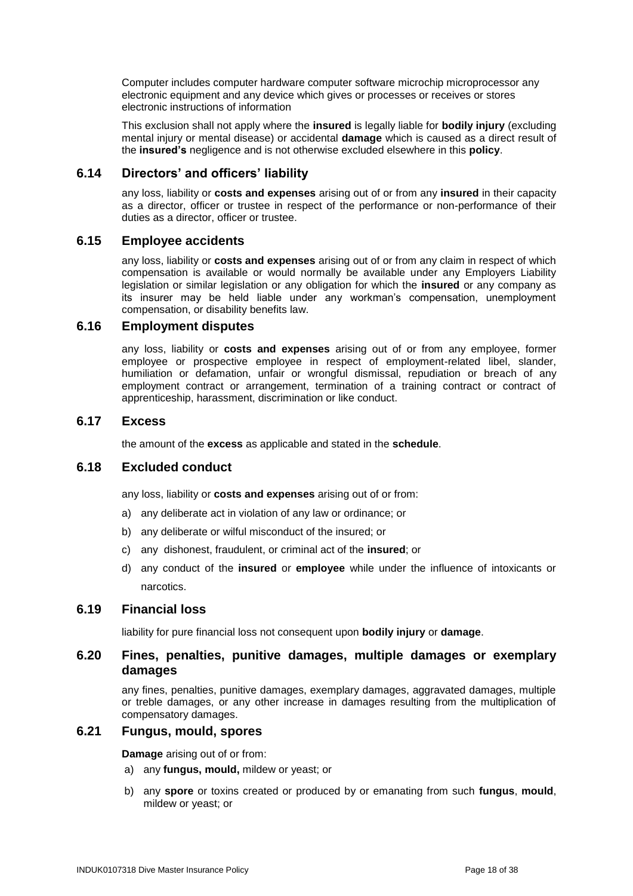Computer includes computer hardware computer software microchip microprocessor any electronic equipment and any device which gives or processes or receives or stores electronic instructions of information

This exclusion shall not apply where the **insured** is legally liable for **bodily injury** (excluding mental injury or mental disease) or accidental **damage** which is caused as a direct result of the **insured's** negligence and is not otherwise excluded elsewhere in this **policy**.

## 6.14 Directors' and officers' liability

any loss, liability or **costs and expenses** arising out of or from any **insured** in their capacity as a director, officer or trustee in respect of the performance or non-performance of their duties as a director, officer or trustee.

## 6.15 Employee accidents

any loss, liability or **costs and expenses** arising out of or from any claim in respect of which compensation is available or would normally be available under any Employers Liability legislation or similar legislation or any obligation for which the **insured** or any company as its insurer may be held liable under any workman's compensation, unemployment compensation, or disability benefits law.

## 6.16 Employment disputes

any loss, liability or **costs and expenses** arising out of or from any employee, former employee or prospective employee in respect of employment-related libel, slander, humiliation or defamation, unfair or wrongful dismissal, repudiation or breach of any employment contract or arrangement, termination of a training contract or contract of apprenticeship, harassment, discrimination or like conduct.

## 6.17 Excess

the amount of the **excess** as applicable and stated in the **schedule**.

## 6.18 Excluded conduct

any loss, liability or **costs and expenses** arising out of or from:

a) any deliberate act in violation of any law or ordinance; or

b) any deliberate or wilful misconduct of the insured; or

c) any dishonest, fraudulent, or criminal act of the **insured**; or

d) any conduct of the **insured** or **employee** while under the influence of intoxicants or narcotics.

## 6.19 Financial loss

liability for pure financial loss not consequent upon **bodily injury** or **damage**.

## 6.20 Fines, penalties, punitive damages, multiple damages or exemplary damages

any fines, penalties, punitive damages, exemplary damages, aggravated damages, multiple or treble damages, or any other increase in damages resulting from the multiplication of compensatory damages.

## 6.21 Fungus, mould, spores

**Damage** arising out of or from:

a) any **fungus, mould,** mildew or yeast; or

b) any **spore** or toxins created or produced by or emanating from such **fungus**, **mould**, mildew or yeast; or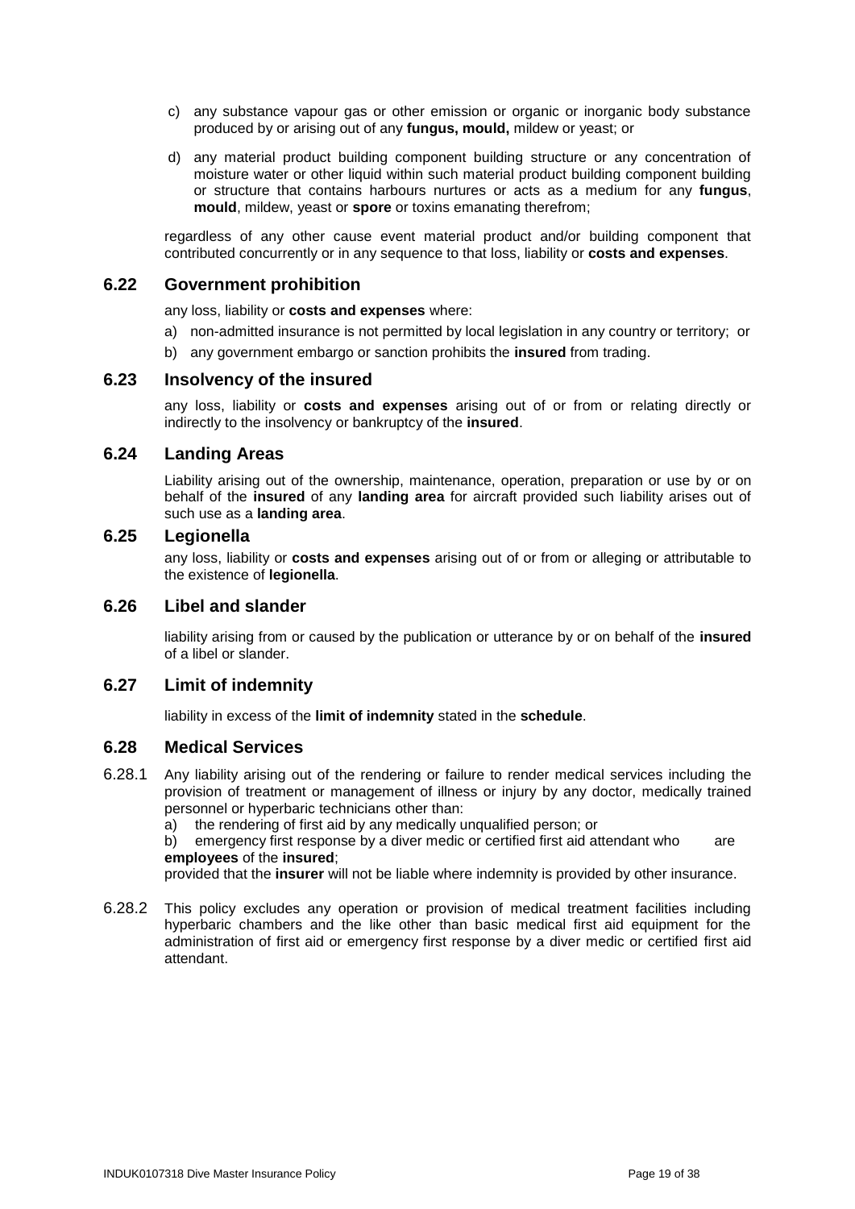c) any substance vapour gas or other emission or organic or inorganic body substance produced by or arising out of any **fungus, mould,** mildew or yeast; or

d) any material product building component building structure or any concentration of moisture water or other liquid within such material product building component building or structure that contains harbours nurtures or acts as a medium for any **fungus**, **mould**, mildew, yeast or **spore** or toxins emanating therefrom;

regardless of any other cause event material product and/or building component that contributed concurrently or in any sequence to that loss, liability or **costs and expenses**.

## 6.22 Government prohibition

any loss, liability or **costs and expenses** where:

a) non-admitted insurance is not permitted by local legislation in any country or territory; or

b) any government embargo or sanction prohibits the **insured** from trading.

## 6.23 Insolvency of the insured

any loss, liability or **costs and expenses** arising out of or from or relating directly or indirectly to the insolvency or bankruptcy of the **insured**.

## 6.24 Landing Areas

Liability arising out of the ownership, maintenance, operation, preparation or use by or on behalf of the **insured** of any **landing area** for aircraft provided such liability arises out of such use as a **landing area**.

## 6.25 Legionella

any loss, liability or **costs and expenses** arising out of or from or alleging or attributable to the existence of **legionella**.

## 6.26 Libel and slander

liability arising from or caused by the publication or utterance by or on behalf of the **insured** of a libel or slander.

## 6.27 Limit of indemnity

liability in excess of the **limit of indemnity** stated in the **schedule**.

## 6.28 Medical Services

6.28.1 Any liability arising out of the rendering or failure to render medical services including the provision of treatment or management of illness or injury by any doctor, medically trained personnel or hyperbaric technicians other than:

a) the rendering of first aid by any medically unqualified person; or

b) emergency first response by a diver medic or certified first aid attendant who are **employees** of the **insured**;

provided that the **insurer** will not be liable where indemnity is provided by other insurance.

6.28.2 This policy excludes any operation or provision of medical treatment facilities including hyperbaric chambers and the like other than basic medical first aid equipment for the administration of first aid or emergency first response by a diver medic or certified first aid attendant.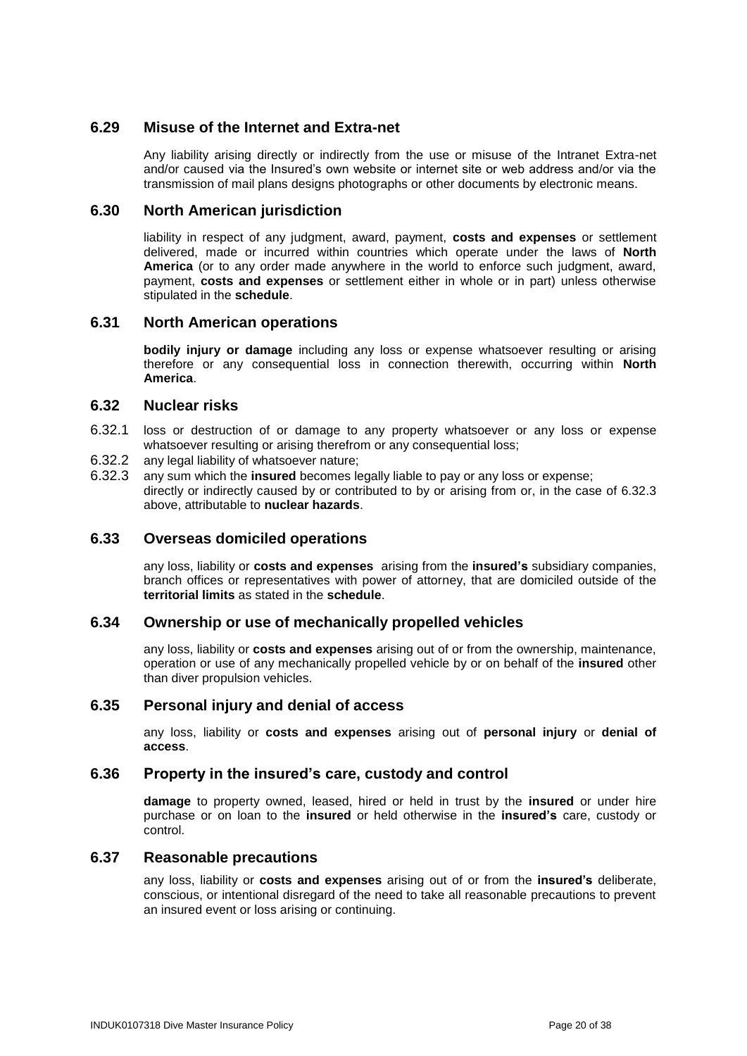## 6.29 Misuse of the Internet and Extra-net

Any liability arising directly or indirectly from the use or misuse of the Intranet Extra-net and/or caused via the Insured's own website or internet site or web address and/or via the transmission of mail plans designs photographs or other documents by electronic means.

## 6.30 North American jurisdiction

liability in respect of any judgment, award, payment, **costs and expenses** or settlement delivered, made or incurred within countries which operate under the laws of **North America** (or to any order made anywhere in the world to enforce such judgment, award, payment, **costs and expenses** or settlement either in whole or in part) unless otherwise stipulated in the **schedule**.

## 6.31 North American operations

**bodily injury or damage** including any loss or expense whatsoever resulting or arising therefore or any consequential loss in connection therewith, occurring within **North America**.

## 6.32 Nuclear risks

6.32.1 loss or destruction of or damage to any property whatsoever or any loss or expense whatsoever resulting or arising therefrom or any consequential loss;

6.32.2 any legal liability of whatsoever nature;

6.32.3 any sum which the **insured** becomes legally liable to pay or any loss or expense;

directly or indirectly caused by or contributed to by or arising from or, in the case of 6.32.3 above, attributable to **nuclear hazards**.

## 6.33 Overseas domiciled operations

any loss, liability or **costs and expenses** arising from the **insured's** subsidiary companies, branch offices or representatives with power of attorney, that are domiciled outside of the **territorial limits** as stated in the **schedule**.

## 6.34 Ownership or use of mechanically propelled vehicles

any loss, liability or **costs and expenses** arising out of or from the ownership, maintenance, operation or use of any mechanically propelled vehicle by or on behalf of the **insured** other than diver propulsion vehicles.

## 6.35 Personal injury and denial of access

any loss, liability or **costs and expenses** arising out of **personal injury** or **denial of access**.

## 6.36 Property in the insured's care, custody and control

**damage** to property owned, leased, hired or held in trust by the **insured** or under hire purchase or on loan to the **insured** or held otherwise in the **insured's** care, custody or control.

## 6.37 Reasonable precautions

any loss, liability or **costs and expenses** arising out of or from the **insured's** deliberate, conscious, or intentional disregard of the need to take all reasonable precautions to prevent an insured event or loss arising or continuing.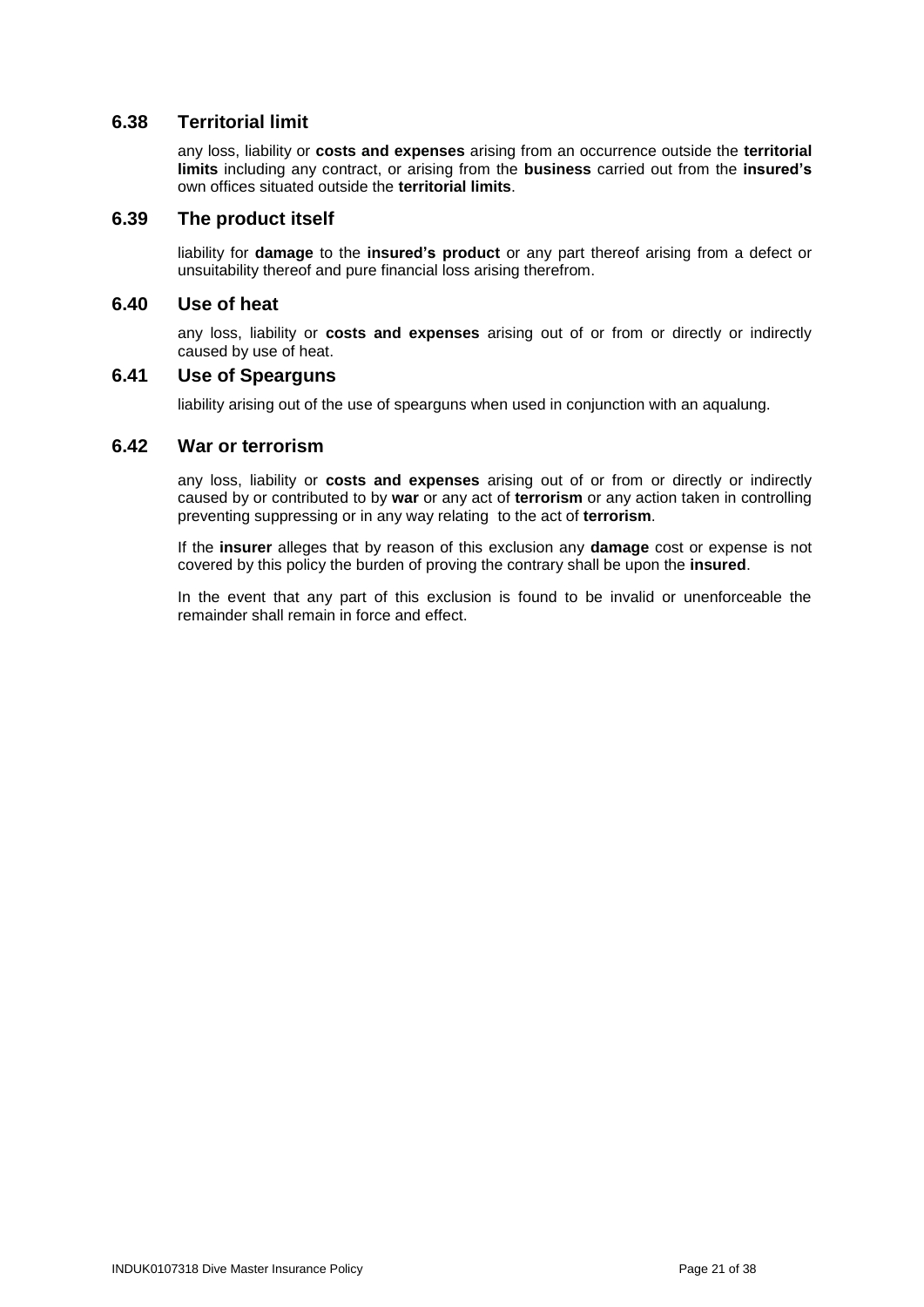### 6.38 Territorial limit

any loss, liability or **costs and expenses** arising from an occurrence outside the **territorial limits** including any contract, or arising from the **business** carried out from the **insured's** own offices situated outside the **territorial limits**.

### 6.39 The product itself

liability for **damage** to the **insured's product** or any part thereof arising from a defect or unsuitability thereof and pure financial loss arising therefrom.

### 6.40 Use of heat

any loss, liability or **costs and expenses** arising out of or from or directly or indirectly caused by use of heat.

### 6.41 Use of Spearguns

liability arising out of the use of spearguns when used in conjunction with an aqualung.

### 6.42 War or terrorism

any loss, liability or **costs and expenses** arising out of or from or directly or indirectly caused by or contributed to by **war** or any act of **terrorism** or any action taken in controlling preventing suppressing or in any way relating to the act of **terrorism**.

If the **insurer** alleges that by reason of this exclusion any **damage** cost or expense is not covered by this policy the burden of proving the contrary shall be upon the **insured**.

In the event that any part of this exclusion is found to be invalid or unenforceable the remainder shall remain in force and effect.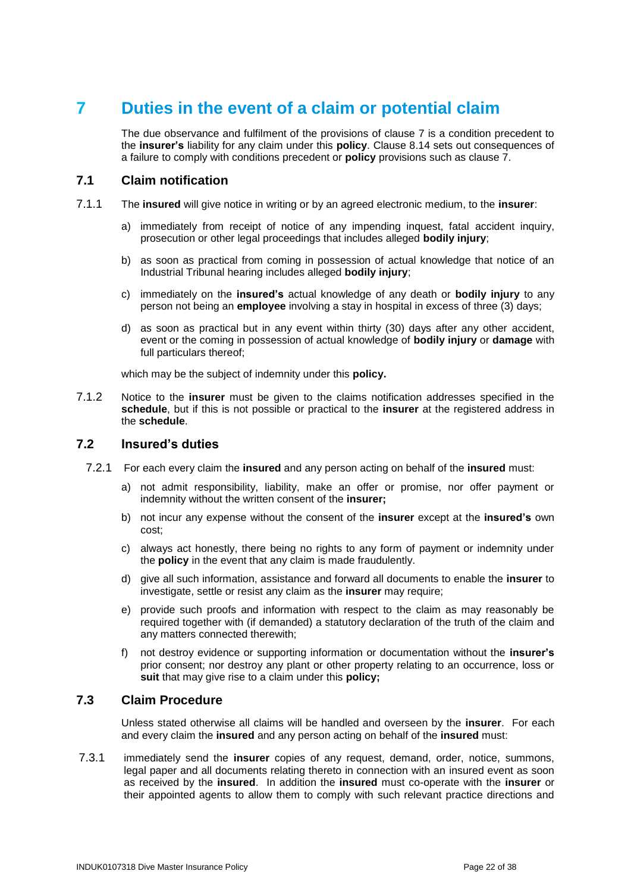# 7 Duties in the event of a claim or potential claim

The due observance and fulfilment of the provisions of clause 7 is a condition precedent to the **insurer's** liability for any claim under this **policy**. Clause 8.14 sets out consequences of a failure to comply with conditions precedent or **policy** provisions such as clause 7.

## 7.1 Claim notification

7.1.1 The **insured** will give notice in writing or by an agreed electronic medium, to the **insurer**:

a) immediately from receipt of notice of any impending inquest, fatal accident inquiry, prosecution or other legal proceedings that includes alleged **bodily injury**;

b) as soon as practical from coming in possession of actual knowledge that notice of an Industrial Tribunal hearing includes alleged **bodily injury**;

c) immediately on the **insured's** actual knowledge of any death or **bodily injury** to any person not being an **employee** involving a stay in hospital in excess of three (3) days;

d) as soon as practical but in any event within thirty (30) days after any other accident, event or the coming in possession of actual knowledge of **bodily injury** or **damage** with full particulars thereof;

which may be the subject of indemnity under this **policy.**

7.1.2 Notice to the **insurer** must be given to the claims notification addresses specified in the **schedule**, but if this is not possible or practical to the **insurer** at the registered address in the **schedule**.

## 7.2 Insured's duties

7.2.1 For each every claim the **insured** and any person acting on behalf of the **insured** must:

a) not admit responsibility, liability, make an offer or promise, nor offer payment or indemnity without the written consent of the **insurer;**

b) not incur any expense without the consent of the **insurer** except at the **insured's** own cost;

c) always act honestly, there being no rights to any form of payment or indemnity under the **policy** in the event that any claim is made fraudulently.

d) give all such information, assistance and forward all documents to enable the **insurer** to investigate, settle or resist any claim as the **insurer** may require;

e) provide such proofs and information with respect to the claim as may reasonably be required together with (if demanded) a statutory declaration of the truth of the claim and any matters connected therewith;

f) not destroy evidence or supporting information or documentation without the **insurer's** prior consent; nor destroy any plant or other property relating to an occurrence, loss or **suit** that may give rise to a claim under this **policy;**

## 7.3 Claim Procedure

Unless stated otherwise all claims will be handled and overseen by the **insurer**. For each and every claim the **insured** and any person acting on behalf of the **insured** must:

7.3.1 immediately send the **insurer** copies of any request, demand, order, notice, summons, legal paper and all documents relating thereto in connection with an insured event as soon as received by the **insured**. In addition the **insured** must co-operate with the **insurer** or their appointed agents to allow them to comply with such relevant practice directions and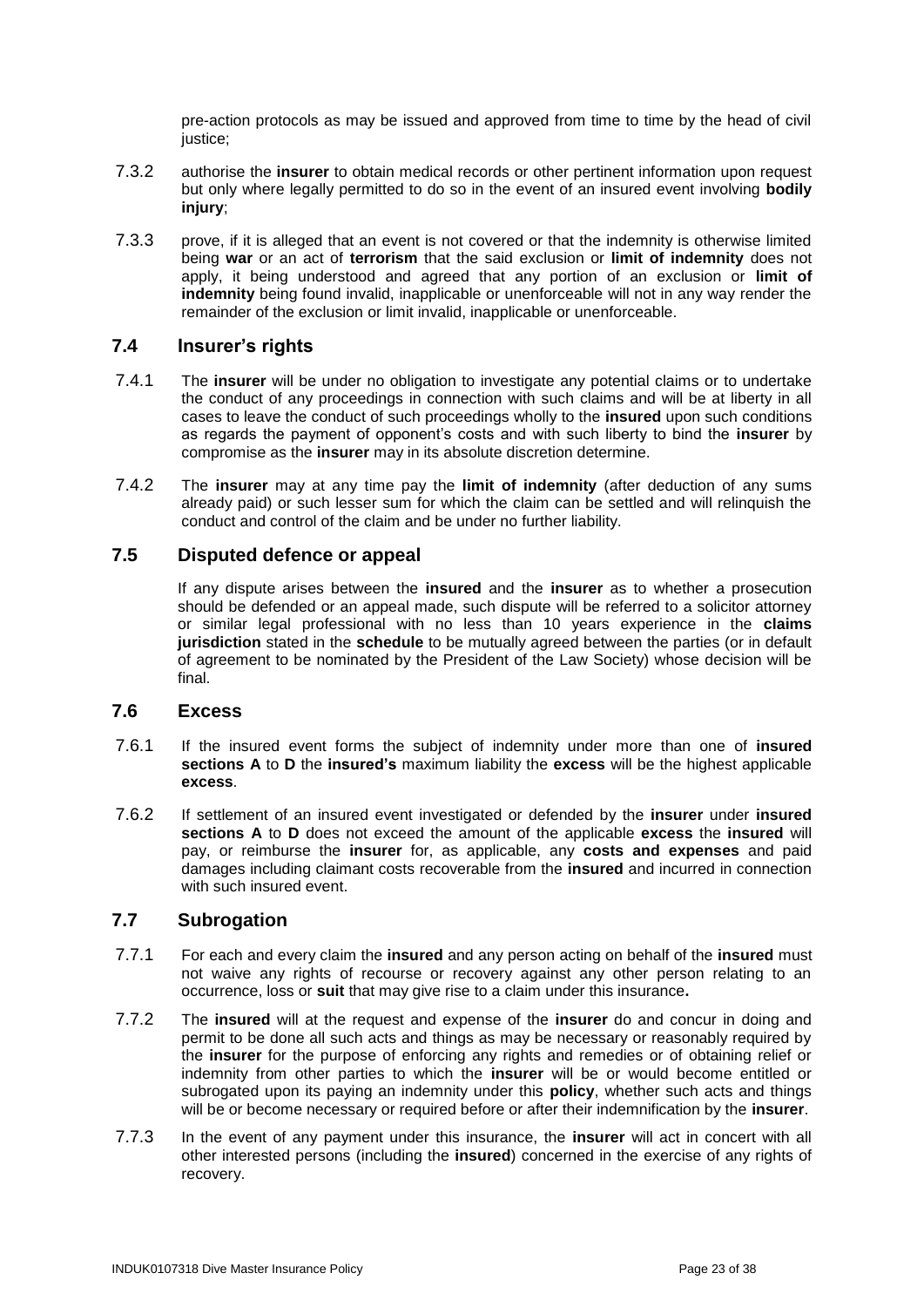pre-action protocols as may be issued and approved from time to time by the head of civil justice;

7.3.2 authorise the **insurer** to obtain medical records or other pertinent information upon request but only where legally permitted to do so in the event of an insured event involving **bodily injury**;

7.3.3 prove, if it is alleged that an event is not covered or that the indemnity is otherwise limited being **war** or an act of **terrorism** that the said exclusion or **limit of indemnity** does not apply, it being understood and agreed that any portion of an exclusion or **limit of indemnity** being found invalid, inapplicable or unenforceable will not in any way render the remainder of the exclusion or limit invalid, inapplicable or unenforceable.

## 7.4 Insurer's rights

7.4.1 The **insurer** will be under no obligation to investigate any potential claims or to undertake the conduct of any proceedings in connection with such claims and will be at liberty in all cases to leave the conduct of such proceedings wholly to the **insured** upon such conditions as regards the payment of opponent's costs and with such liberty to bind the **insurer** by compromise as the **insurer** may in its absolute discretion determine.

7.4.2 The **insurer** may at any time pay the **limit of indemnity** (after deduction of any sums already paid) or such lesser sum for which the claim can be settled and will relinquish the conduct and control of the claim and be under no further liability.

## 7.5 Disputed defence or appeal

If any dispute arises between the **insured** and the **insurer** as to whether a prosecution should be defended or an appeal made, such dispute will be referred to a solicitor attorney or similar legal professional with no less than 10 years experience in the **claims jurisdiction** stated in the **schedule** to be mutually agreed between the parties (or in default of agreement to be nominated by the President of the Law Society) whose decision will be final.

## 7.6 Excess

7.6.1 If the insured event forms the subject of indemnity under more than one of **insured sections A** to **D** the **insured's** maximum liability the **excess** will be the highest applicable **excess**.

7.6.2 If settlement of an insured event investigated or defended by the **insurer** under **insured sections A** to **D** does not exceed the amount of the applicable **excess** the **insured** will pay, or reimburse the **insurer** for, as applicable, any **costs and expenses** and paid damages including claimant costs recoverable from the **insured** and incurred in connection with such insured event.

## 7.7 Subrogation

7.7.1 For each and every claim the **insured** and any person acting on behalf of the **insured** must not waive any rights of recourse or recovery against any other person relating to an occurrence, loss or **suit** that may give rise to a claim under this insurance**.**

7.7.2 The **insured** will at the request and expense of the **insurer** do and concur in doing and permit to be done all such acts and things as may be necessary or reasonably required by the **insurer** for the purpose of enforcing any rights and remedies or of obtaining relief or indemnity from other parties to which the **insurer** will be or would become entitled or subrogated upon its paying an indemnity under this **policy**, whether such acts and things will be or become necessary or required before or after their indemnification by the **insurer**.

7.7.3 In the event of any payment under this insurance, the **insurer** will act in concert with all other interested persons (including the **insured**) concerned in the exercise of any rights of recovery.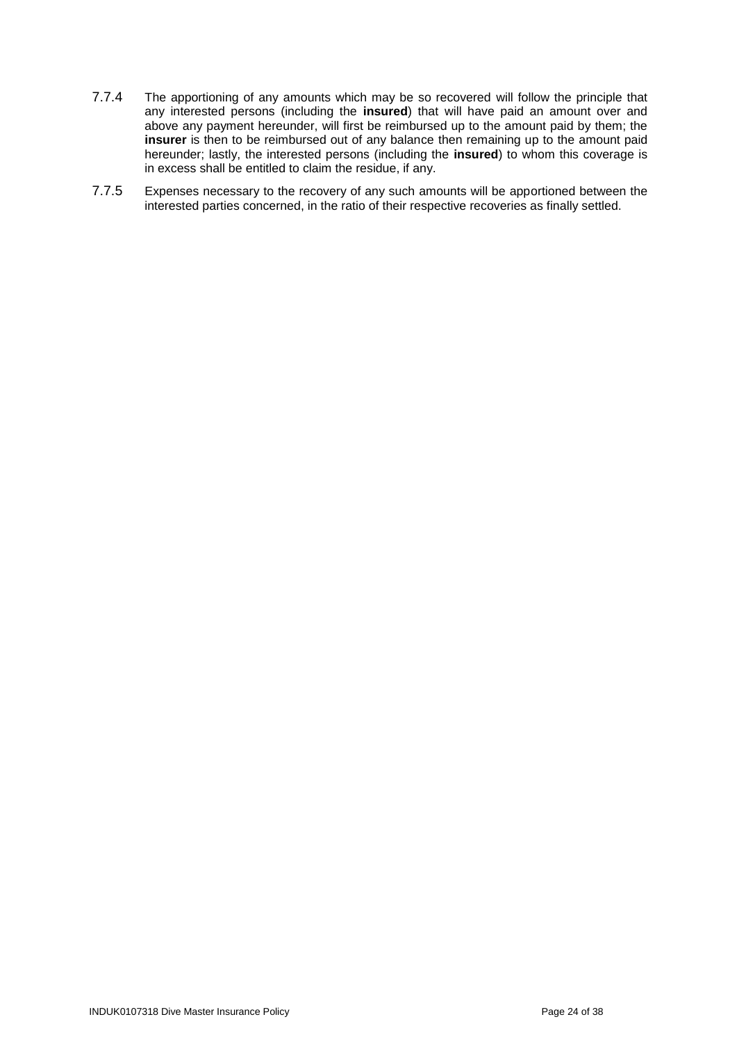7.7.4 The apportioning of any amounts which may be so recovered will follow the principle that any interested persons (including the **insured**) that will have paid an amount over and above any payment hereunder, will first be reimbursed up to the amount paid by them; the **insurer** is then to be reimbursed out of any balance then remaining up to the amount paid hereunder; lastly, the interested persons (including the **insured**) to whom this coverage is in excess shall be entitled to claim the residue, if any.

7.7.5 Expenses necessary to the recovery of any such amounts will be apportioned between the interested parties concerned, in the ratio of their respective recoveries as finally settled.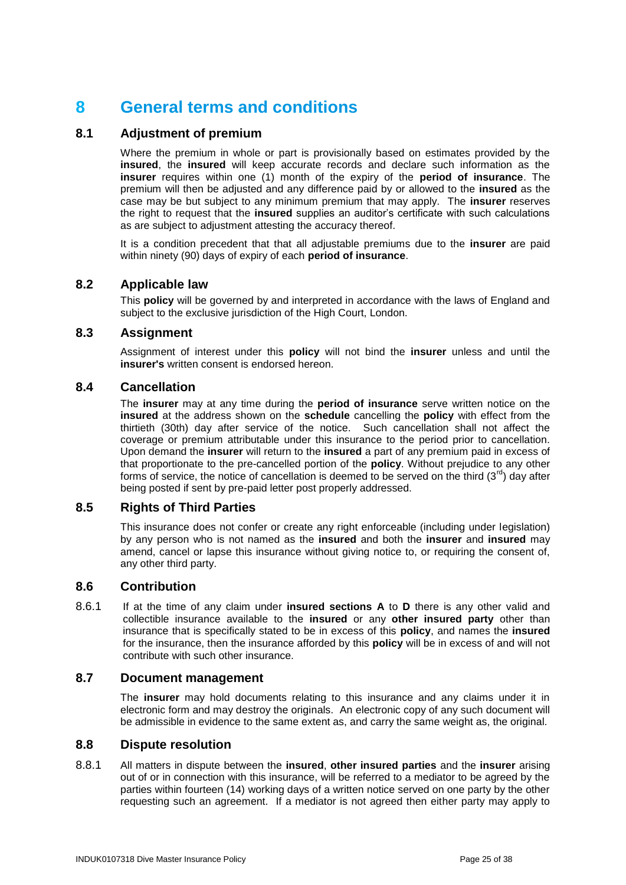# 8 General terms and conditions

## 8.1 Adjustment of premium

Where the premium in whole or part is provisionally based on estimates provided by the **insured**, the **insured** will keep accurate records and declare such information as the **insurer** requires within one (1) month of the expiry of the **period of insurance**. The premium will then be adjusted and any difference paid by or allowed to the **insured** as the case may be but subject to any minimum premium that may apply. The **insurer** reserves the right to request that the **insured** supplies an auditor's certificate with such calculations as are subject to adjustment attesting the accuracy thereof.

It is a condition precedent that that all adjustable premiums due to the **insurer** are paid within ninety (90) days of expiry of each **period of insurance**.

## 8.2 Applicable law

This **policy** will be governed by and interpreted in accordance with the laws of England and subject to the exclusive jurisdiction of the High Court, London.

## 8.3 Assignment

Assignment of interest under this **policy** will not bind the **insurer** unless and until the **insurer's** written consent is endorsed hereon.

## 8.4 Cancellation

The **insurer** may at any time during the **period of insurance** serve written notice on the **insured** at the address shown on the **schedule** cancelling the **policy** with effect from the thirtieth (30th) day after service of the notice. Such cancellation shall not affect the coverage or premium attributable under this insurance to the period prior to cancellation. Upon demand the **insurer** will return to the **insured** a part of any premium paid in excess of that proportionate to the pre-cancelled portion of the **policy**. Without prejudice to any other forms of service, the notice of cancellation is deemed to be served on the third (3rd) day after being posted if sent by pre-paid letter post properly addressed.

## 8.5 Rights of Third Parties

This insurance does not confer or create any right enforceable (including under legislation) by any person who is not named as the **insured** and both the **insurer** and **insured** may amend, cancel or lapse this insurance without giving notice to, or requiring the consent of, any other third party.

## 8.6 Contribution

8.6.1 If at the time of any claim under **insured sections A** to **D** there is any other valid and collectible insurance available to the **insured** or any **other insured party** other than insurance that is specifically stated to be in excess of this **policy**, and names the **insured** for the insurance, then the insurance afforded by this **policy** will be in excess of and will not contribute with such other insurance.

## 8.7 Document management

The **insurer** may hold documents relating to this insurance and any claims under it in electronic form and may destroy the originals. An electronic copy of any such document will be admissible in evidence to the same extent as, and carry the same weight as, the original.

## 8.8 Dispute resolution

8.8.1 All matters in dispute between the **insured**, **other insured parties** and the **insurer** arising out of or in connection with this insurance, will be referred to a mediator to be agreed by the parties within fourteen (14) working days of a written notice served on one party by the other requesting such an agreement. If a mediator is not agreed then either party may apply to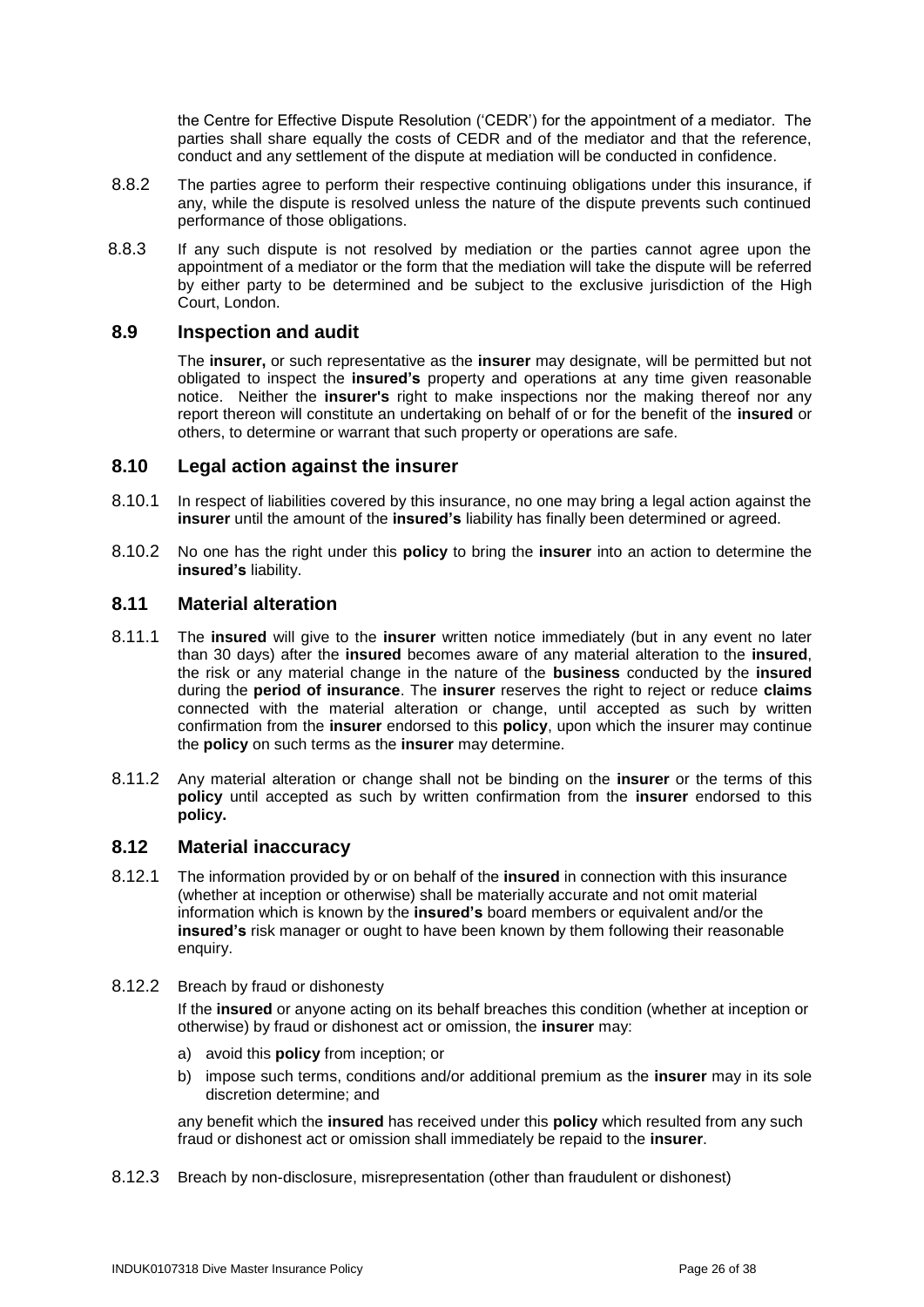the Centre for Effective Dispute Resolution ('CEDR') for the appointment of a mediator. The parties shall share equally the costs of CEDR and of the mediator and that the reference, conduct and any settlement of the dispute at mediation will be conducted in confidence.

8.8.2 The parties agree to perform their respective continuing obligations under this insurance, if any, while the dispute is resolved unless the nature of the dispute prevents such continued performance of those obligations.

8.8.3 If any such dispute is not resolved by mediation or the parties cannot agree upon the appointment of a mediator or the form that the mediation will take the dispute will be referred by either party to be determined and be subject to the exclusive jurisdiction of the High Court, London.

## 8.9 Inspection and audit

The **insurer,** or such representative as the **insurer** may designate, will be permitted but not obligated to inspect the **insured's** property and operations at any time given reasonable notice. Neither the **insurer's** right to make inspections nor the making thereof nor any report thereon will constitute an undertaking on behalf of or for the benefit of the **insured** or others, to determine or warrant that such property or operations are safe.

## 8.10 Legal action against the insurer

8.10.1 In respect of liabilities covered by this insurance, no one may bring a legal action against the **insurer** until the amount of the **insured's** liability has finally been determined or agreed.

8.10.2 No one has the right under this **policy** to bring the **insurer** into an action to determine the **insured's** liability.

## 8.11 Material alteration

8.11.1 The **insured** will give to the **insurer** written notice immediately (but in any event no later than 30 days) after the **insured** becomes aware of any material alteration to the **insured**, the risk or any material change in the nature of the **business** conducted by the **insured** during the **period of insurance**. The **insurer** reserves the right to reject or reduce **claims** connected with the material alteration or change, until accepted as such by written confirmation from the **insurer** endorsed to this **policy**, upon which the insurer may continue the **policy** on such terms as the **insurer** may determine.

8.11.2 Any material alteration or change shall not be binding on the **insurer** or the terms of this **policy** until accepted as such by written confirmation from the **insurer** endorsed to this **policy.**

## 8.12 Material inaccuracy

8.12.1 The information provided by or on behalf of the **insured** in connection with this insurance (whether at inception or otherwise) shall be materially accurate and not omit material information which is known by the **insured's** board members or equivalent and/or the **insured's** risk manager or ought to have been known by them following their reasonable enquiry.

8.12.2 Breach by fraud or dishonesty

If the **insured** or anyone acting on its behalf breaches this condition (whether at inception or otherwise) by fraud or dishonest act or omission, the **insurer** may:

a) avoid this **policy** from inception; or
b) impose such terms, conditions and/or additional premium as the **insurer** may in its sole discretion determine; and

any benefit which the **insured** has received under this **policy** which resulted from any such fraud or dishonest act or omission shall immediately be repaid to the **insurer**.

8.12.3 Breach by non-disclosure, misrepresentation (other than fraudulent or dishonest)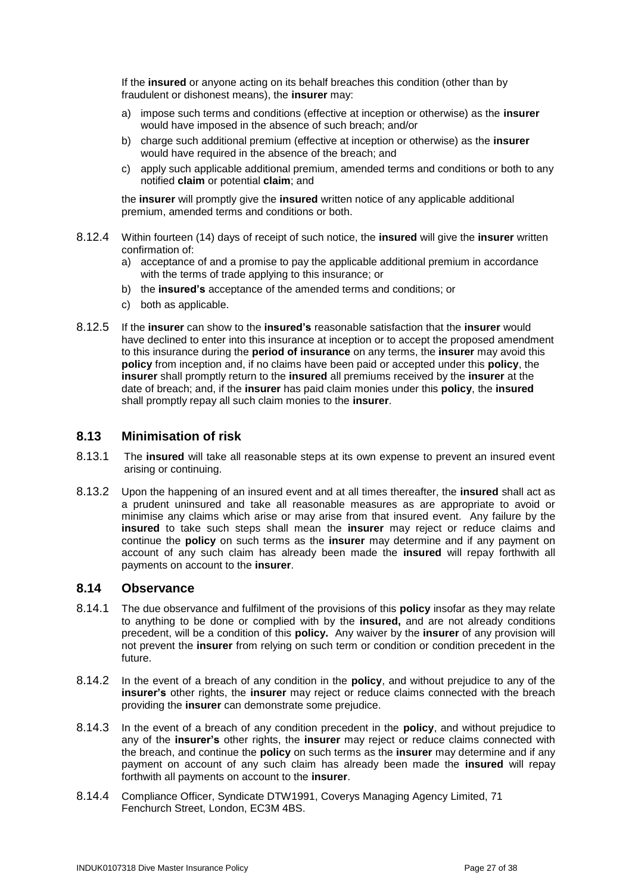If the **insured** or anyone acting on its behalf breaches this condition (other than by fraudulent or dishonest means), the **insurer** may:

a) impose such terms and conditions (effective at inception or otherwise) as the **insurer** would have imposed in the absence of such breach; and/or

b) charge such additional premium (effective at inception or otherwise) as the **insurer** would have required in the absence of the breach; and

c) apply such applicable additional premium, amended terms and conditions or both to any notified **claim** or potential **claim**; and

the **insurer** will promptly give the **insured** written notice of any applicable additional premium, amended terms and conditions or both.

8.12.4 Within fourteen (14) days of receipt of such notice, the **insured** will give the **insurer** written confirmation of:

a) acceptance of and a promise to pay the applicable additional premium in accordance with the terms of trade applying to this insurance; or

b) the **insured's** acceptance of the amended terms and conditions; or

c) both as applicable.

8.12.5 If the **insurer** can show to the **insured's** reasonable satisfaction that the **insurer** would have declined to enter into this insurance at inception or to accept the proposed amendment to this insurance during the **period of insurance** on any terms, the **insurer** may avoid this **policy** from inception and, if no claims have been paid or accepted under this **policy**, the **insurer** shall promptly return to the **insured** all premiums received by the **insurer** at the date of breach; and, if the **insurer** has paid claim monies under this **policy**, the **insured** shall promptly repay all such claim monies to the **insurer**.

## 8.13 Minimisation of risk

8.13.1 The **insured** will take all reasonable steps at its own expense to prevent an insured event arising or continuing.

8.13.2 Upon the happening of an insured event and at all times thereafter, the **insured** shall act as a prudent uninsured and take all reasonable measures as are appropriate to avoid or minimise any claims which arise or may arise from that insured event. Any failure by the **insured** to take such steps shall mean the **insurer** may reject or reduce claims and continue the **policy** on such terms as the **insurer** may determine and if any payment on account of any such claim has already been made the **insured** will repay forthwith all payments on account to the **insurer**.

## 8.14 Observance

8.14.1 The due observance and fulfilment of the provisions of this **policy** insofar as they may relate to anything to be done or complied with by the **insured,** and are not already conditions precedent, will be a condition of this **policy.** Any waiver by the **insurer** of any provision will not prevent the **insurer** from relying on such term or condition or condition precedent in the future.

8.14.2 In the event of a breach of any condition in the **policy**, and without prejudice to any of the **insurer's** other rights, the **insurer** may reject or reduce claims connected with the breach providing the **insurer** can demonstrate some prejudice.

8.14.3 In the event of a breach of any condition precedent in the **policy**, and without prejudice to any of the **insurer's** other rights, the **insurer** may reject or reduce claims connected with the breach, and continue the **policy** on such terms as the **insurer** may determine and if any payment on account of any such claim has already been made the **insured** will repay forthwith all payments on account to the **insurer**.

8.14.4 Compliance Officer, Syndicate DTW1991, Coverys Managing Agency Limited, 71 Fenchurch Street, London, EC3M 4BS.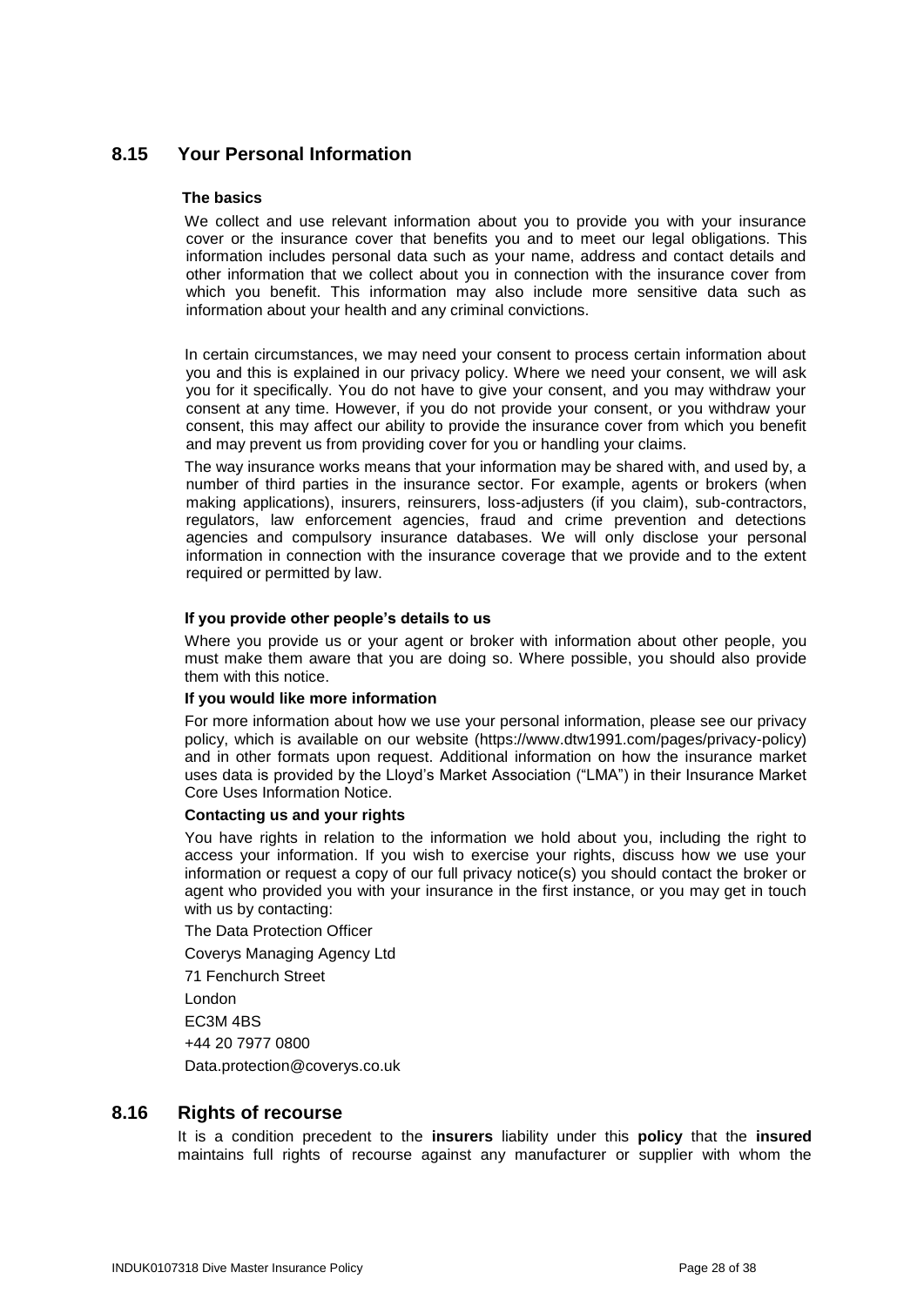## 8.15 Your Personal Information

**The basics**

We collect and use relevant information about you to provide you with your insurance cover or the insurance cover that benefits you and to meet our legal obligations. This information includes personal data such as your name, address and contact details and other information that we collect about you in connection with the insurance cover from which you benefit. This information may also include more sensitive data such as information about your health and any criminal convictions.

In certain circumstances, we may need your consent to process certain information about you and this is explained in our privacy policy. Where we need your consent, we will ask you for it specifically. You do not have to give your consent, and you may withdraw your consent at any time. However, if you do not provide your consent, or you withdraw your consent, this may affect our ability to provide the insurance cover from which you benefit and may prevent us from providing cover for you or handling your claims.

The way insurance works means that your information may be shared with, and used by, a number of third parties in the insurance sector. For example, agents or brokers (when making applications), insurers, reinsurers, loss-adjusters (if you claim), sub-contractors, regulators, law enforcement agencies, fraud and crime prevention and detections agencies and compulsory insurance databases. We will only disclose your personal information in connection with the insurance coverage that we provide and to the extent required or permitted by law.

**If you provide other people's details to us**

Where you provide us or your agent or broker with information about other people, you must make them aware that you are doing so. Where possible, you should also provide them with this notice.

**If you would like more information**

For more information about how we use your personal information, please see our privacy policy, which is available on our website (https://www.dtw1991.com/pages/privacy-policy) and in other formats upon request. Additional information on how the insurance market uses data is provided by the Lloyd's Market Association ("LMA") in their Insurance Market Core Uses Information Notice.

**Contacting us and your rights**

You have rights in relation to the information we hold about you, including the right to access your information. If you wish to exercise your rights, discuss how we use your information or request a copy of our full privacy notice(s) you should contact the broker or agent who provided you with your insurance in the first instance, or you may get in touch with us by contacting:

The Data Protection Officer

Coverys Managing Agency Ltd

71 Fenchurch Street

London

EC3M 4BS

+44 20 7977 0800

Data.protection@coverys.co.uk

## 8.16 Rights of recourse

It is a condition precedent to the **insurers** liability under this **policy** that the **insured** maintains full rights of recourse against any manufacturer or supplier with whom the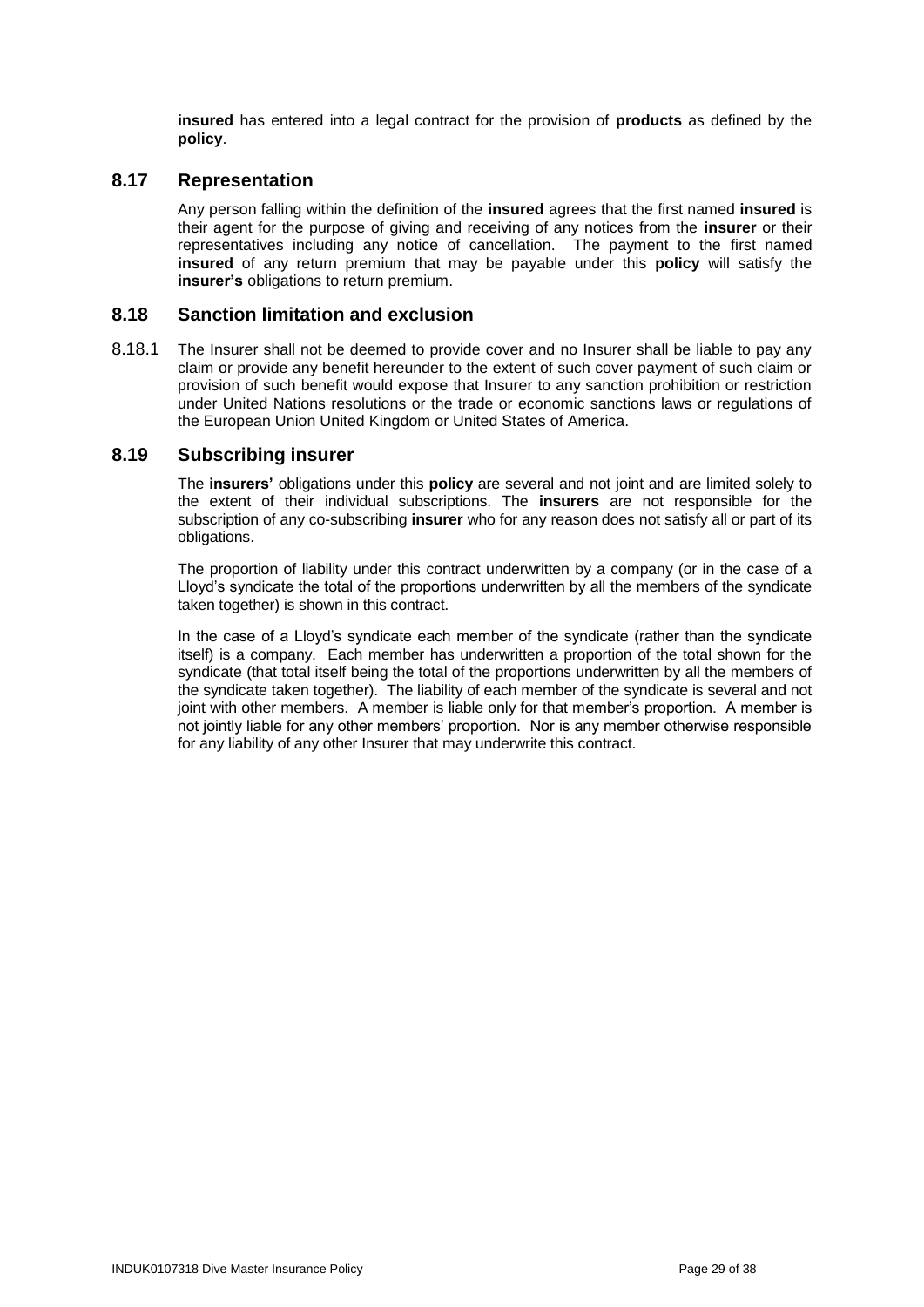**insured** has entered into a legal contract for the provision of **products** as defined by the **policy**.

## 8.17 Representation

Any person falling within the definition of the **insured** agrees that the first named **insured** is their agent for the purpose of giving and receiving of any notices from the **insurer** or their representatives including any notice of cancellation. The payment to the first named **insured** of any return premium that may be payable under this **policy** will satisfy the **insurer's** obligations to return premium.

## 8.18 Sanction limitation and exclusion

8.18.1 The Insurer shall not be deemed to provide cover and no Insurer shall be liable to pay any claim or provide any benefit hereunder to the extent of such cover payment of such claim or provision of such benefit would expose that Insurer to any sanction prohibition or restriction under United Nations resolutions or the trade or economic sanctions laws or regulations of the European Union United Kingdom or United States of America.

## 8.19 Subscribing insurer

The **insurers'** obligations under this **policy** are several and not joint and are limited solely to the extent of their individual subscriptions. The **insurers** are not responsible for the subscription of any co-subscribing **insurer** who for any reason does not satisfy all or part of its obligations.

The proportion of liability under this contract underwritten by a company (or in the case of a Lloyd's syndicate the total of the proportions underwritten by all the members of the syndicate taken together) is shown in this contract.

In the case of a Lloyd's syndicate each member of the syndicate (rather than the syndicate itself) is a company. Each member has underwritten a proportion of the total shown for the syndicate (that total itself being the total of the proportions underwritten by all the members of the syndicate taken together). The liability of each member of the syndicate is several and not joint with other members. A member is liable only for that member's proportion. A member is not jointly liable for any other members' proportion. Nor is any member otherwise responsible for any liability of any other Insurer that may underwrite this contract.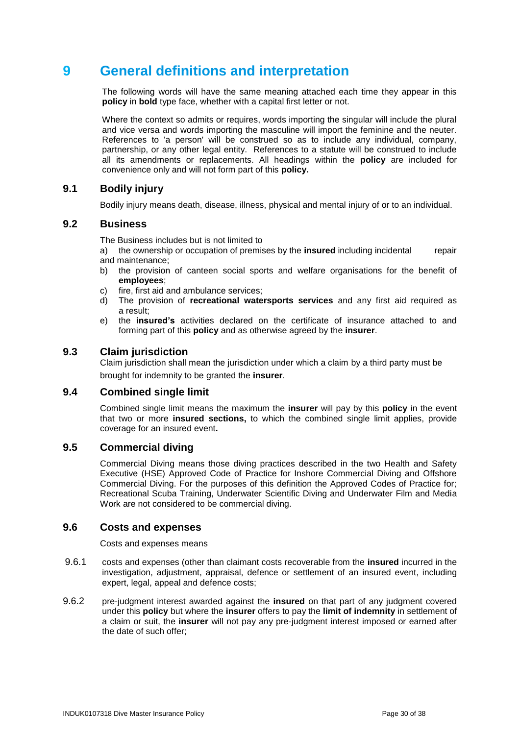# 9 General definitions and interpretation

The following words will have the same meaning attached each time they appear in this **policy** in **bold** type face, whether with a capital first letter or not.

Where the context so admits or requires, words importing the singular will include the plural and vice versa and words importing the masculine will import the feminine and the neuter. References to 'a person' will be construed so as to include any individual, company, partnership, or any other legal entity. References to a statute will be construed to include all its amendments or replacements. All headings within the **policy** are included for convenience only and will not form part of this **policy.**

## 9.1 Bodily injury

Bodily injury means death, disease, illness, physical and mental injury of or to an individual.

## 9.2 Business

The Business includes but is not limited to

a) the ownership or occupation of premises by the **insured** including incidental repair and maintenance;
b) the provision of canteen social sports and welfare organisations for the benefit of **employees**;
c) fire, first aid and ambulance services;
d) The provision of **recreational watersports services** and any first aid required as a result;
e) the **insured's** activities declared on the certificate of insurance attached to and forming part of this **policy** and as otherwise agreed by the **insurer**.

## 9.3 Claim jurisdiction

Claim jurisdiction shall mean the jurisdiction under which a claim by a third party must be brought for indemnity to be granted the **insurer**.

## 9.4 Combined single limit

Combined single limit means the maximum the **insurer** will pay by this **policy** in the event that two or more **insured sections,** to which the combined single limit applies, provide coverage for an insured event**.**

## 9.5 Commercial diving

Commercial Diving means those diving practices described in the two Health and Safety Executive (HSE) Approved Code of Practice for Inshore Commercial Diving and Offshore Commercial Diving. For the purposes of this definition the Approved Codes of Practice for; Recreational Scuba Training, Underwater Scientific Diving and Underwater Film and Media Work are not considered to be commercial diving.

## 9.6 Costs and expenses

Costs and expenses means

9.6.1 costs and expenses (other than claimant costs recoverable from the **insured** incurred in the investigation, adjustment, appraisal, defence or settlement of an insured event, including expert, legal, appeal and defence costs;

9.6.2 pre-judgment interest awarded against the **insured** on that part of any judgment covered under this **policy** but where the **insurer** offers to pay the **limit of indemnity** in settlement of a claim or suit, the **insurer** will not pay any pre-judgment interest imposed or earned after the date of such offer;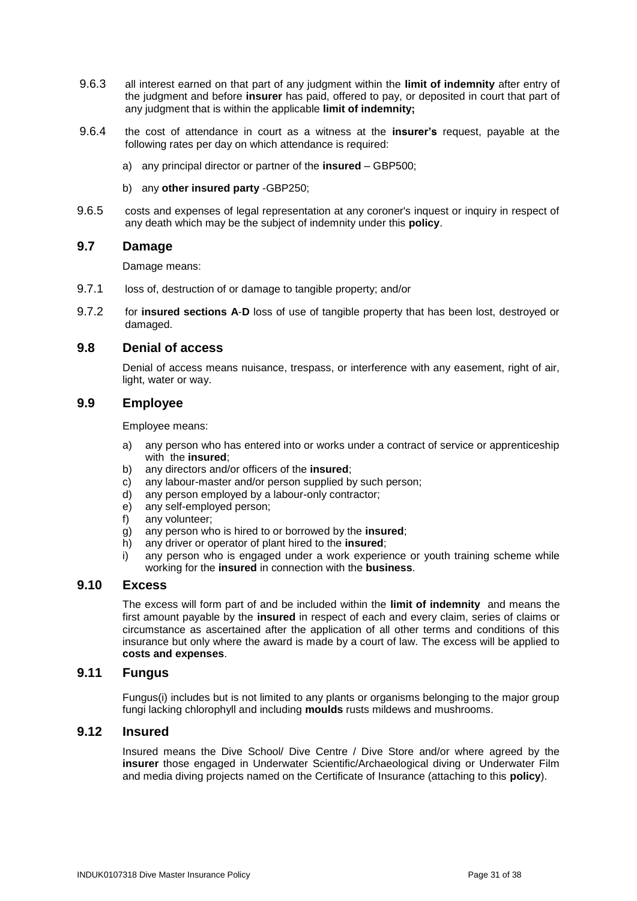9.6.3 all interest earned on that part of any judgment within the **limit of indemnity** after entry of the judgment and before **insurer** has paid, offered to pay, or deposited in court that part of any judgment that is within the applicable **limit of indemnity;**

9.6.4 the cost of attendance in court as a witness at the **insurer's** request, payable at the following rates per day on which attendance is required:

a) any principal director or partner of the **insured** – GBP500;

b) any **other insured party** -GBP250;

9.6.5 costs and expenses of legal representation at any coroner's inquest or inquiry in respect of any death which may be the subject of indemnity under this **policy**.

## 9.7 Damage

Damage means:

9.7.1 loss of, destruction of or damage to tangible property; and/or

9.7.2 for **insured sections A**-**D** loss of use of tangible property that has been lost, destroyed or damaged.

## 9.8 Denial of access

Denial of access means nuisance, trespass, or interference with any easement, right of air, light, water or way.

## 9.9 Employee

Employee means:

a) any person who has entered into or works under a contract of service or apprenticeship with the **insured**;
b) any directors and/or officers of the **insured**;
c) any labour-master and/or person supplied by such person;
d) any person employed by a labour-only contractor;
e) any self-employed person;
f) any volunteer;
g) any person who is hired to or borrowed by the **insured**;
h) any driver or operator of plant hired to the **insured**;
i) any person who is engaged under a work experience or youth training scheme while working for the **insured** in connection with the **business**.

## 9.10 Excess

The excess will form part of and be included within the **limit of indemnity** and means the first amount payable by the **insured** in respect of each and every claim, series of claims or circumstance as ascertained after the application of all other terms and conditions of this insurance but only where the award is made by a court of law. The excess will be applied to **costs and expenses**.

## 9.11 Fungus

Fungus(i) includes but is not limited to any plants or organisms belonging to the major group fungi lacking chlorophyll and including **moulds** rusts mildews and mushrooms.

## 9.12 Insured

Insured means the Dive School/ Dive Centre / Dive Store and/or where agreed by the **insurer** those engaged in Underwater Scientific/Archaeological diving or Underwater Film and media diving projects named on the Certificate of Insurance (attaching to this **policy**).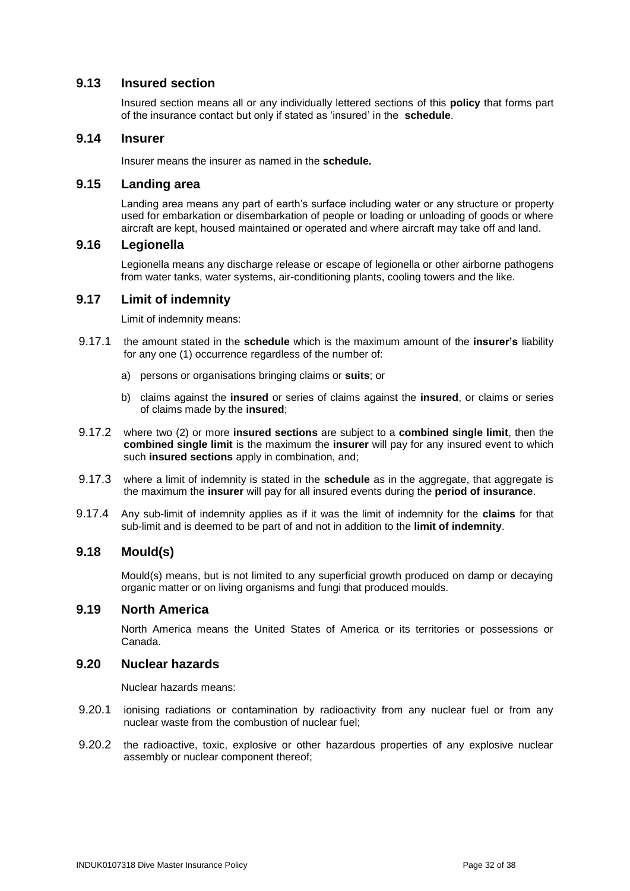## 9.13 Insured section

Insured section means all or any individually lettered sections of this **policy** that forms part of the insurance contact but only if stated as 'insured' in the **schedule**.

## 9.14 Insurer

Insurer means the insurer as named in the **schedule.**

## 9.15 Landing area

Landing area means any part of earth's surface including water or any structure or property used for embarkation or disembarkation of people or loading or unloading of goods or where aircraft are kept, housed maintained or operated and where aircraft may take off and land.

## 9.16 Legionella

Legionella means any discharge release or escape of legionella or other airborne pathogens from water tanks, water systems, air-conditioning plants, cooling towers and the like.

## 9.17 Limit of indemnity

Limit of indemnity means:

9.17.1 the amount stated in the **schedule** which is the maximum amount of the **insurer's** liability for any one (1) occurrence regardless of the number of:

a) persons or organisations bringing claims or **suits**; or

b) claims against the **insured** or series of claims against the **insured**, or claims or series of claims made by the **insured**;

9.17.2 where two (2) or more **insured sections** are subject to a **combined single limit**, then the **combined single limit** is the maximum the **insurer** will pay for any insured event to which such **insured sections** apply in combination, and;

9.17.3 where a limit of indemnity is stated in the **schedule** as in the aggregate, that aggregate is the maximum the **insurer** will pay for all insured events during the **period of insurance**.

9.17.4 Any sub-limit of indemnity applies as if it was the limit of indemnity for the **claims** for that sub-limit and is deemed to be part of and not in addition to the **limit of indemnity**.

## 9.18 Mould(s)

Mould(s) means, but is not limited to any superficial growth produced on damp or decaying organic matter or on living organisms and fungi that produced moulds.

## 9.19 North America

North America means the United States of America or its territories or possessions or Canada.

## 9.20 Nuclear hazards

Nuclear hazards means:

9.20.1 ionising radiations or contamination by radioactivity from any nuclear fuel or from any nuclear waste from the combustion of nuclear fuel;

9.20.2 the radioactive, toxic, explosive or other hazardous properties of any explosive nuclear assembly or nuclear component thereof;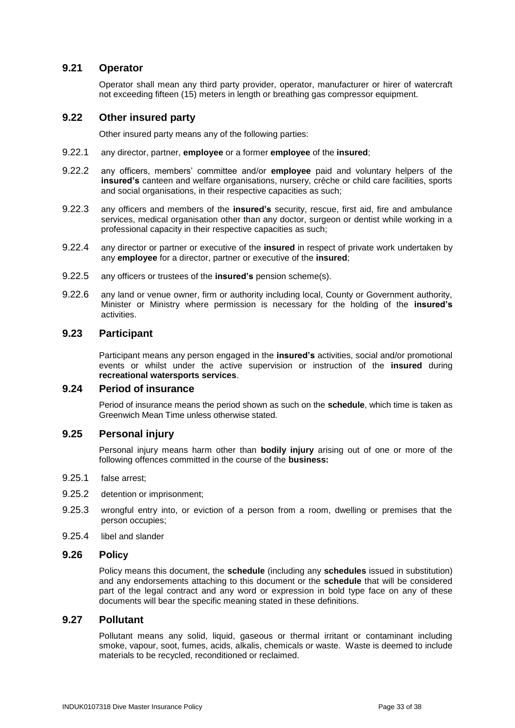## 9.21 Operator

Operator shall mean any third party provider, operator, manufacturer or hirer of watercraft not exceeding fifteen (15) meters in length or breathing gas compressor equipment.

## 9.22 Other insured party

Other insured party means any of the following parties:

9.22.1 any director, partner, **employee** or a former **employee** of the **insured**;

9.22.2 any officers, members' committee and/or **employee** paid and voluntary helpers of the **insured's** canteen and welfare organisations, nursery, crèche or child care facilities, sports and social organisations, in their respective capacities as such;

9.22.3 any officers and members of the **insured's** security, rescue, first aid, fire and ambulance services, medical organisation other than any doctor, surgeon or dentist while working in a professional capacity in their respective capacities as such;

9.22.4 any director or partner or executive of the **insured** in respect of private work undertaken by any **employee** for a director, partner or executive of the **insured**;

9.22.5 any officers or trustees of the **insured's** pension scheme(s).

9.22.6 any land or venue owner, firm or authority including local, County or Government authority, Minister or Ministry where permission is necessary for the holding of the **insured's** activities.

## 9.23 Participant

Participant means any person engaged in the **insured's** activities, social and/or promotional events or whilst under the active supervision or instruction of the **insured** during **recreational watersports services**.

## 9.24 Period of insurance

Period of insurance means the period shown as such on the **schedule**, which time is taken as Greenwich Mean Time unless otherwise stated.

## 9.25 Personal injury

Personal injury means harm other than **bodily injury** arising out of one or more of the following offences committed in the course of the **business:**

9.25.1 false arrest;

9.25.2 detention or imprisonment;

9.25.3 wrongful entry into, or eviction of a person from a room, dwelling or premises that the person occupies;

9.25.4 libel and slander

## 9.26 Policy

Policy means this document, the **schedule** (including any **schedules** issued in substitution) and any endorsements attaching to this document or the **schedule** that will be considered part of the legal contract and any word or expression in bold type face on any of these documents will bear the specific meaning stated in these definitions.

## 9.27 Pollutant

Pollutant means any solid, liquid, gaseous or thermal irritant or contaminant including smoke, vapour, soot, fumes, acids, alkalis, chemicals or waste. Waste is deemed to include materials to be recycled, reconditioned or reclaimed.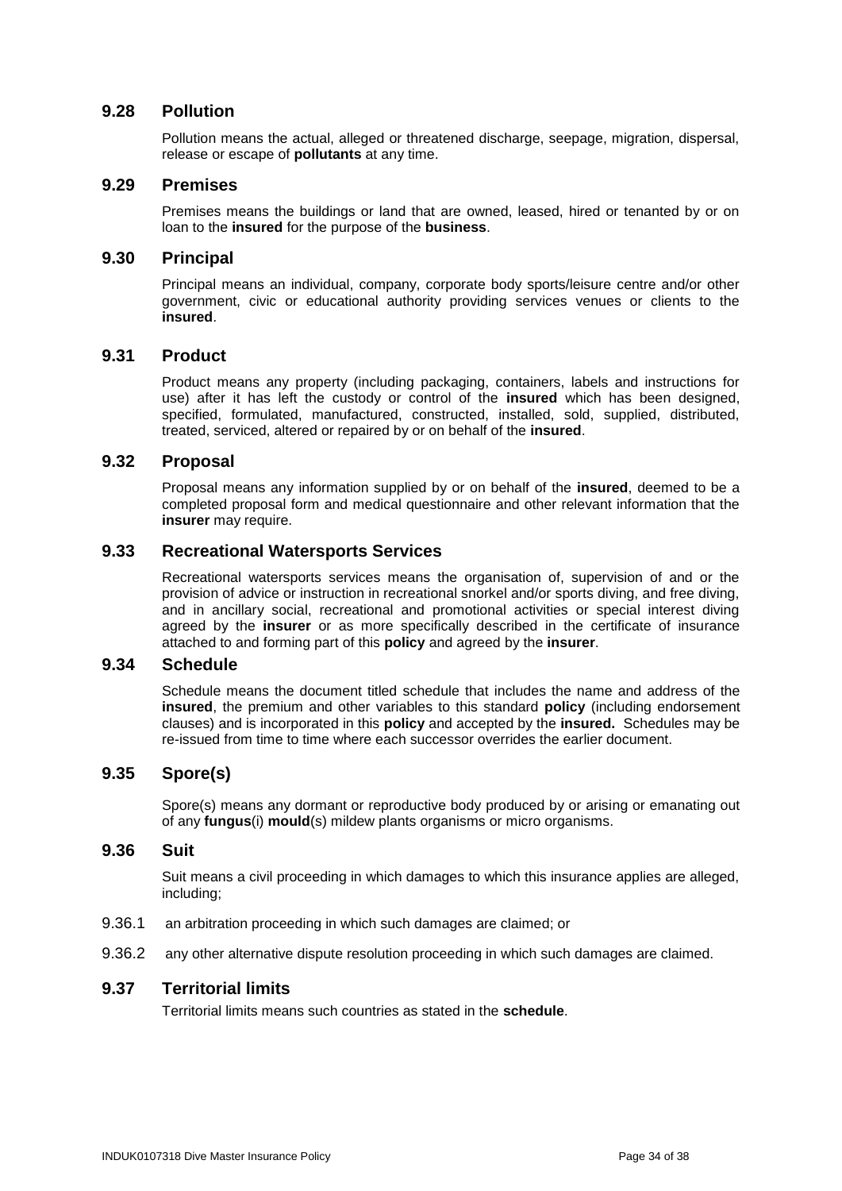## 9.28 Pollution

Pollution means the actual, alleged or threatened discharge, seepage, migration, dispersal, release or escape of **pollutants** at any time.

## 9.29 Premises

Premises means the buildings or land that are owned, leased, hired or tenanted by or on loan to the **insured** for the purpose of the **business**.

## 9.30 Principal

Principal means an individual, company, corporate body sports/leisure centre and/or other government, civic or educational authority providing services venues or clients to the **insured**.

## 9.31 Product

Product means any property (including packaging, containers, labels and instructions for use) after it has left the custody or control of the **insured** which has been designed, specified, formulated, manufactured, constructed, installed, sold, supplied, distributed, treated, serviced, altered or repaired by or on behalf of the **insured**.

## 9.32 Proposal

Proposal means any information supplied by or on behalf of the **insured**, deemed to be a completed proposal form and medical questionnaire and other relevant information that the **insurer** may require.

## 9.33 Recreational Watersports Services

Recreational watersports services means the organisation of, supervision of and or the provision of advice or instruction in recreational snorkel and/or sports diving, and free diving, and in ancillary social, recreational and promotional activities or special interest diving agreed by the **insurer** or as more specifically described in the certificate of insurance attached to and forming part of this **policy** and agreed by the **insurer**.

## 9.34 Schedule

Schedule means the document titled schedule that includes the name and address of the **insured**, the premium and other variables to this standard **policy** (including endorsement clauses) and is incorporated in this **policy** and accepted by the **insured.** Schedules may be re-issued from time to time where each successor overrides the earlier document.

## 9.35 Spore(s)

Spore(s) means any dormant or reproductive body produced by or arising or emanating out of any **fungus**(i) **mould**(s) mildew plants organisms or micro organisms.

## 9.36 Suit

Suit means a civil proceeding in which damages to which this insurance applies are alleged, including;

9.36.1 an arbitration proceeding in which such damages are claimed; or

9.36.2 any other alternative dispute resolution proceeding in which such damages are claimed.

## 9.37 Territorial limits

Territorial limits means such countries as stated in the **schedule**.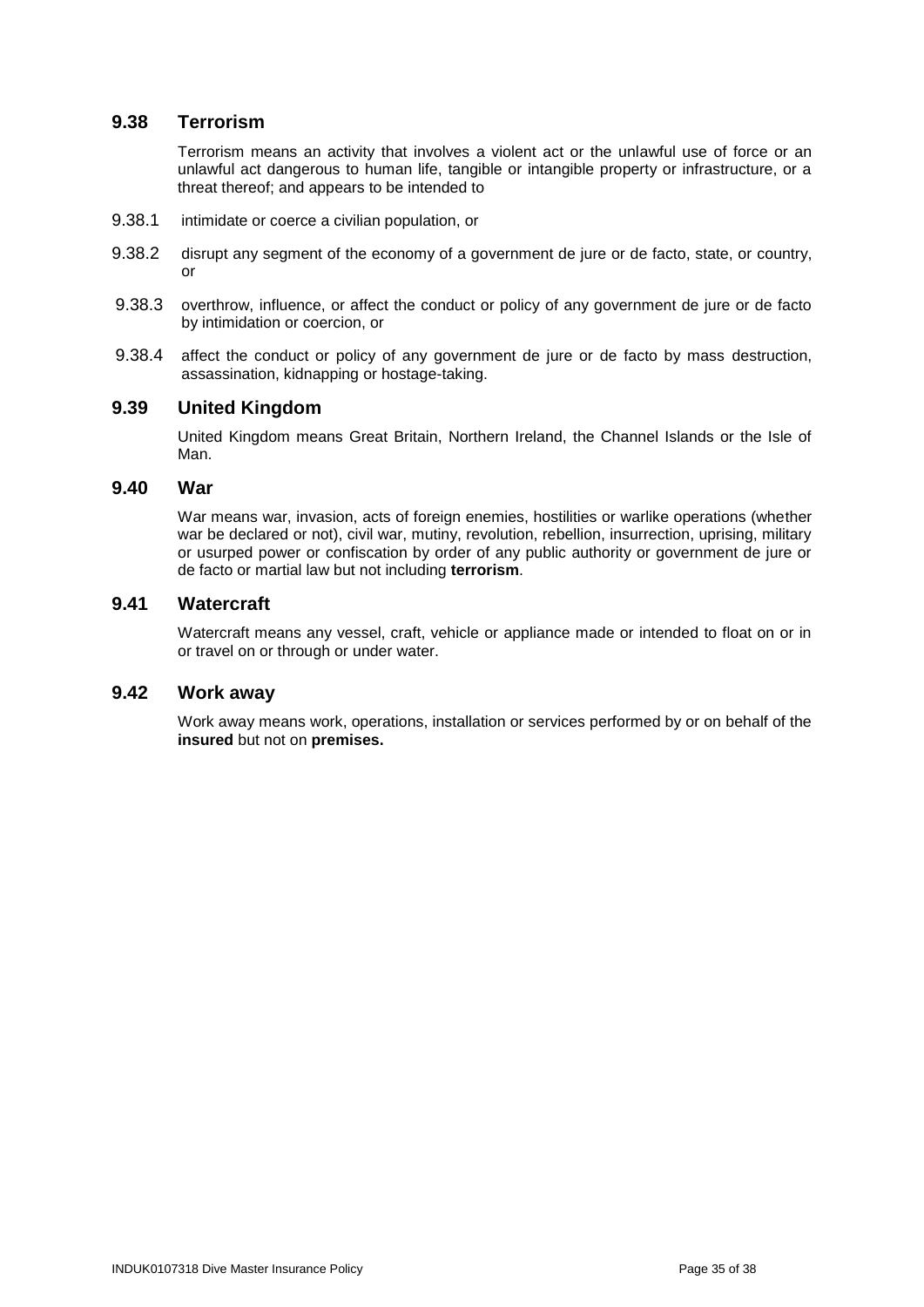## 9.38 Terrorism

Terrorism means an activity that involves a violent act or the unlawful use of force or an unlawful act dangerous to human life, tangible or intangible property or infrastructure, or a threat thereof; and appears to be intended to

9.38.1 intimidate or coerce a civilian population, or

9.38.2 disrupt any segment of the economy of a government de jure or de facto, state, or country, or

9.38.3 overthrow, influence, or affect the conduct or policy of any government de jure or de facto by intimidation or coercion, or

9.38.4 affect the conduct or policy of any government de jure or de facto by mass destruction, assassination, kidnapping or hostage-taking.

## 9.39 United Kingdom

United Kingdom means Great Britain, Northern Ireland, the Channel Islands or the Isle of Man.

## 9.40 War

War means war, invasion, acts of foreign enemies, hostilities or warlike operations (whether war be declared or not), civil war, mutiny, revolution, rebellion, insurrection, uprising, military or usurped power or confiscation by order of any public authority or government de jure or de facto or martial law but not including **terrorism**.

## 9.41 Watercraft

Watercraft means any vessel, craft, vehicle or appliance made or intended to float on or in or travel on or through or under water.

## 9.42 Work away

Work away means work, operations, installation or services performed by or on behalf of the **insured** but not on **premises.**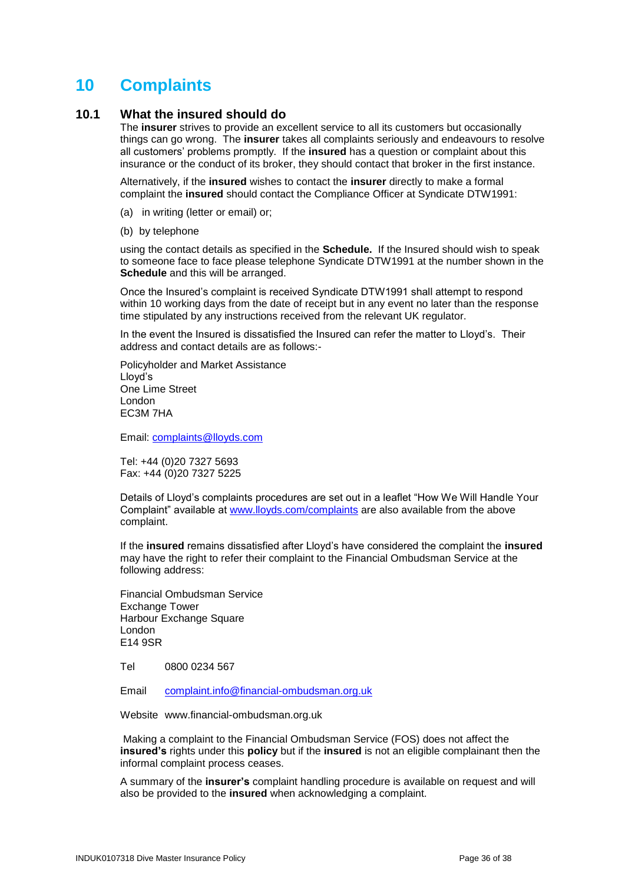# 10 Complaints

## 10.1 What the insured should do

The **insurer** strives to provide an excellent service to all its customers but occasionally things can go wrong. The **insurer** takes all complaints seriously and endeavours to resolve all customers' problems promptly. If the **insured** has a question or complaint about this insurance or the conduct of its broker, they should contact that broker in the first instance.

Alternatively, if the **insured** wishes to contact the **insurer** directly to make a formal complaint the **insured** should contact the Compliance Officer at Syndicate DTW1991:

(a) in writing (letter or email) or;

(b) by telephone

using the contact details as specified in the **Schedule.** If the Insured should wish to speak to someone face to face please telephone Syndicate DTW1991 at the number shown in the **Schedule** and this will be arranged.

Once the Insured's complaint is received Syndicate DTW1991 shall attempt to respond within 10 working days from the date of receipt but in any event no later than the response time stipulated by any instructions received from the relevant UK regulator.

In the event the Insured is dissatisfied the Insured can refer the matter to Lloyd's. Their address and contact details are as follows:-

Policyholder and Market Assistance
Lloyd's
One Lime Street
London
EC3M 7HA

Email: complaints@lloyds.com

Tel: +44 (0)20 7327 5693
Fax: +44 (0)20 7327 5225

Details of Lloyd's complaints procedures are set out in a leaflet "How We Will Handle Your Complaint" available at www.lloyds.com/complaints are also available from the above complaint.

If the **insured** remains dissatisfied after Lloyd's have considered the complaint the **insured** may have the right to refer their complaint to the Financial Ombudsman Service at the following address:

Financial Ombudsman Service
Exchange Tower
Harbour Exchange Square
London
E14 9SR

Tel 0800 0234 567

Email complaint.info@financial-ombudsman.org.uk

Website www.financial-ombudsman.org.uk

Making a complaint to the Financial Ombudsman Service (FOS) does not affect the **insured's** rights under this **policy** but if the **insured** is not an eligible complainant then the informal complaint process ceases.

A summary of the **insurer's** complaint handling procedure is available on request and will also be provided to the **insured** when acknowledging a complaint.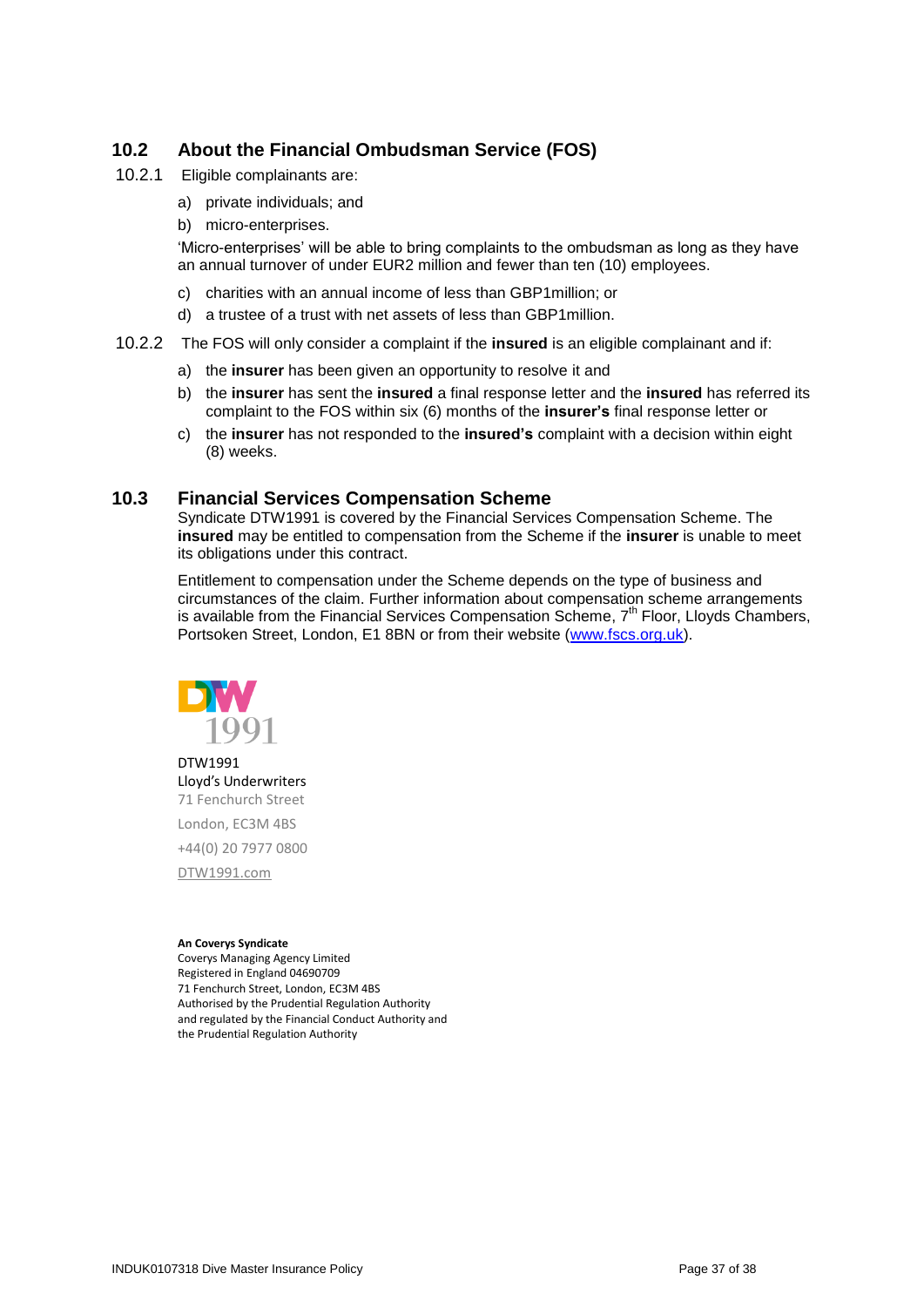## 10.2 About the Financial Ombudsman Service (FOS)

10.2.1 Eligible complainants are:

a) private individuals; and

b) micro-enterprises.

'Micro-enterprises' will be able to bring complaints to the ombudsman as long as they have an annual turnover of under EUR2 million and fewer than ten (10) employees.

c) charities with an annual income of less than GBP1million; or

d) a trustee of a trust with net assets of less than GBP1million.

10.2.2 The FOS will only consider a complaint if the **insured** is an eligible complainant and if:

a) the **insurer** has been given an opportunity to resolve it and

b) the **insurer** has sent the **insured** a final response letter and the **insured** has referred its complaint to the FOS within six (6) months of the **insurer's** final response letter or

c) the **insurer** has not responded to the **insured's** complaint with a decision within eight (8) weeks.

## 10.3 Financial Services Compensation Scheme

Syndicate DTW1991 is covered by the Financial Services Compensation Scheme. The **insured** may be entitled to compensation from the Scheme if the **insurer** is unable to meet its obligations under this contract.

Entitlement to compensation under the Scheme depends on the type of business and circumstances of the claim. Further information about compensation scheme arrangements is available from the Financial Services Compensation Scheme, 7th Floor, Lloyds Chambers, Portsoken Street, London, E1 8BN or from their website (www.fscs.org.uk).

DTW
1991

DTW1991
Lloyd's Underwriters
71 Fenchurch Street
London, EC3M 4BS
+44(0) 20 7977 0800
DTW1991.com

**An Coverys Syndicate**
Coverys Managing Agency Limited
Registered in England 04690709
71 Fenchurch Street, London, EC3M 4BS
Authorised by the Prudential Regulation Authority
and regulated by the Financial Conduct Authority and
the Prudential Regulation Authority